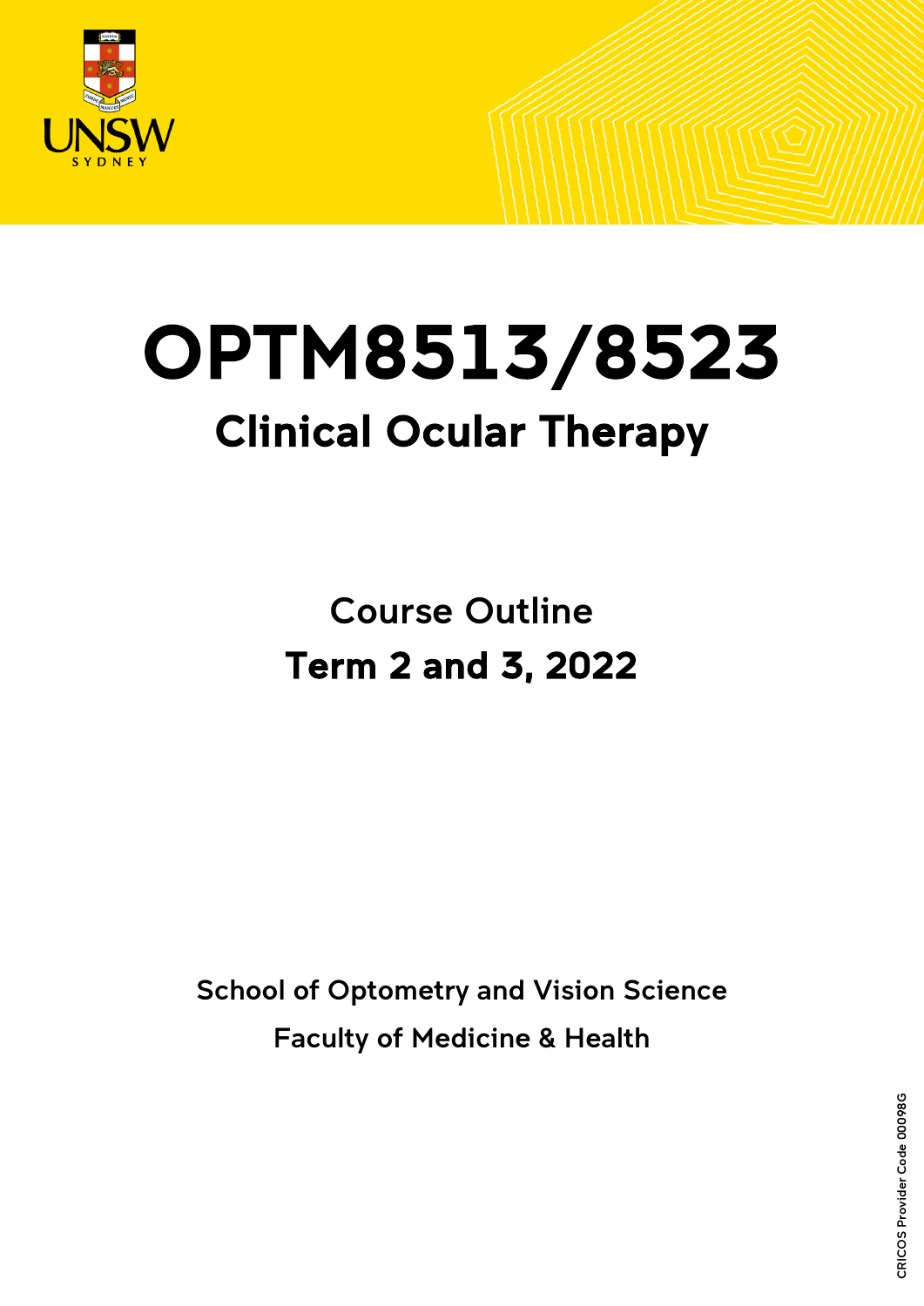# OPTM8513/8523

## Clinical Ocular Therapy

Course Outline

**Term 2 and 3, 2022**

School of Optometry and Vision Science

Faculty of Medicine & Health

CRICOS Provider Code 00098G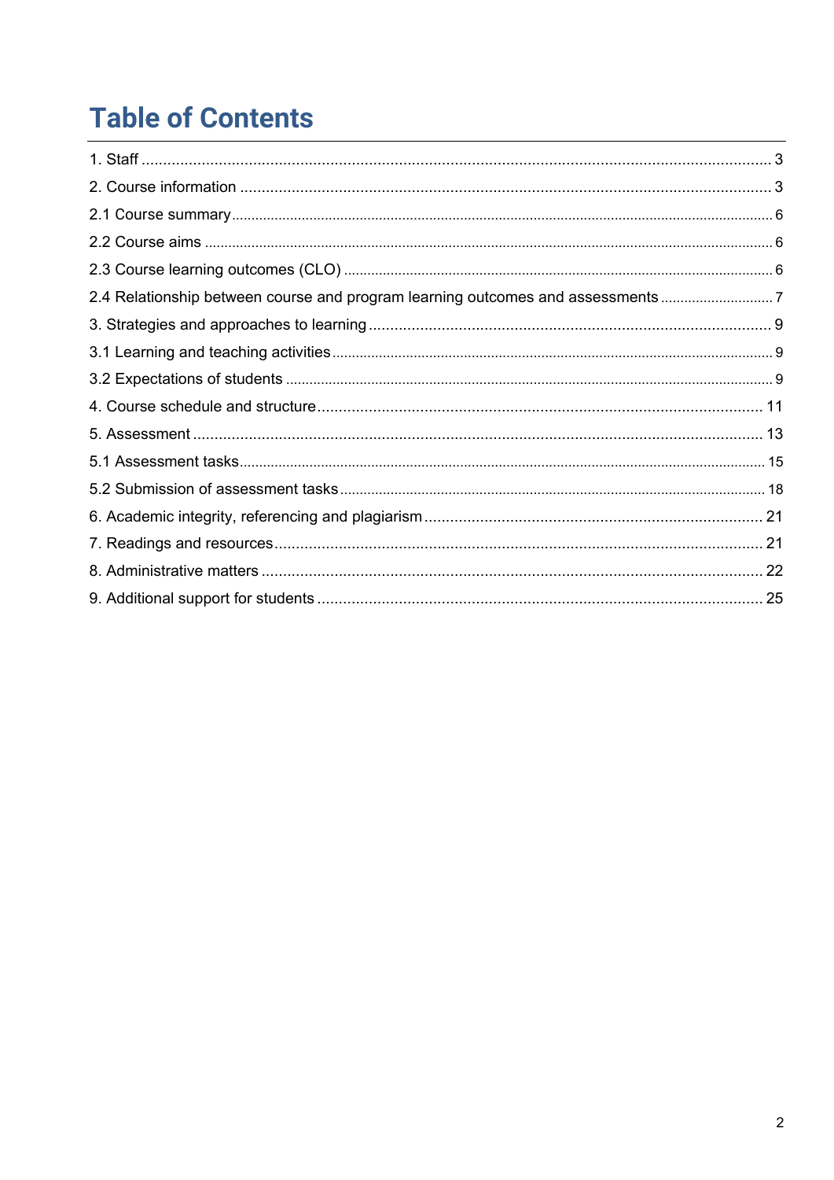# Table of Contents

1. Staff ..................................................................................................................................... 3
2. Course information ............................................................................................................ 3
2.1 Course summary ............................................................................................................... 6
2.2 Course aims ...................................................................................................................... 6
2.3 Course learning outcomes (CLO) ..................................................................................... 6
2.4 Relationship between course and program learning outcomes and assessments ............ 7
3. Strategies and approaches to learning ............................................................................. 9
3.1 Learning and teaching activities ....................................................................................... 9
3.2 Expectations of students .................................................................................................. 9
4. Course schedule and structure ........................................................................................ 11
5. Assessment ..................................................................................................................... 13
5.1 Assessment tasks ............................................................................................................ 15
5.2 Submission of assessment tasks ..................................................................................... 18
6. Academic integrity, referencing and plagiarism ............................................................... 21
7. Readings and resources .................................................................................................. 21
8. Administrative matters ..................................................................................................... 22
9. Additional support for students ........................................................................................ 25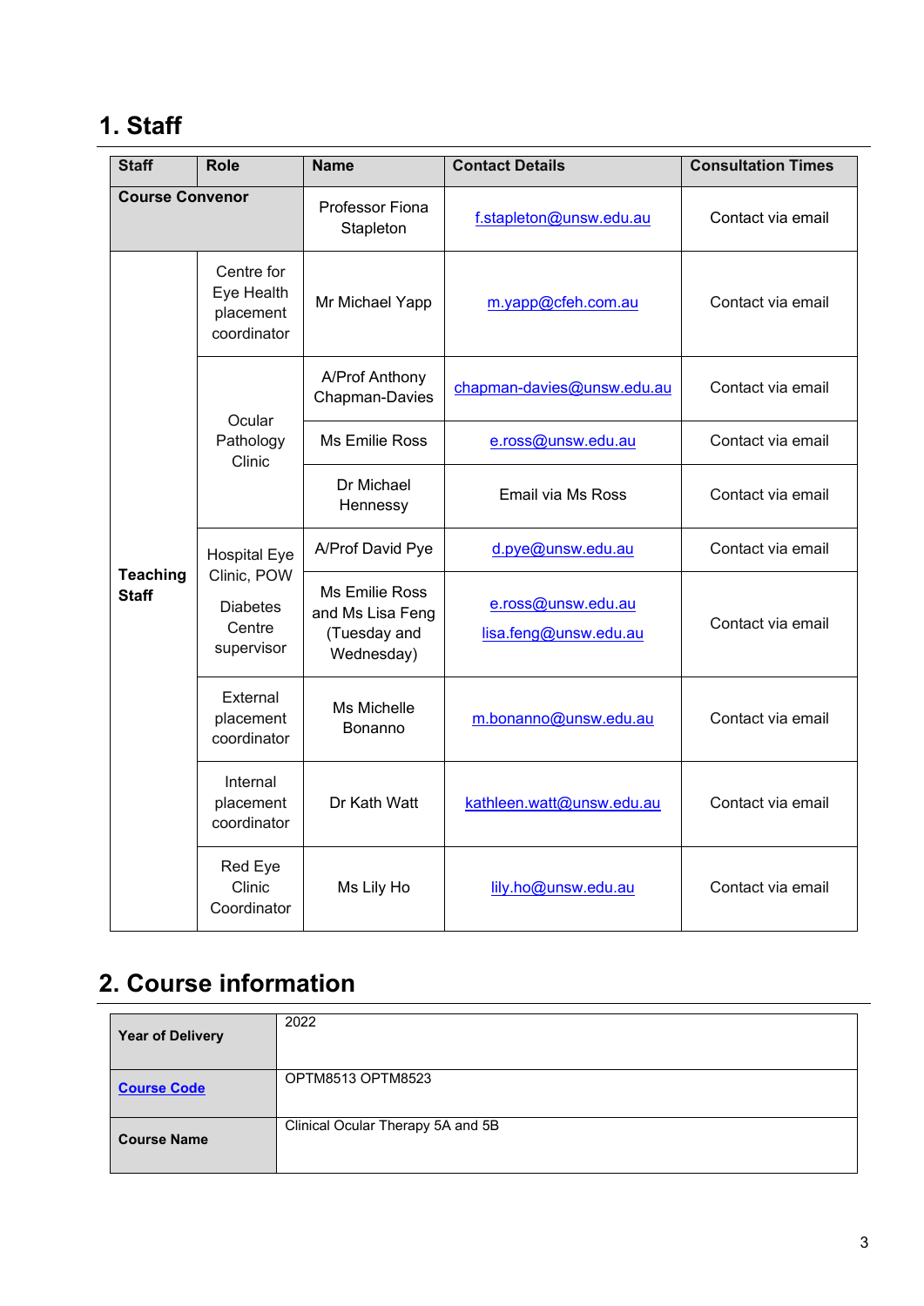# 1. Staff

| Staff | Role | Name | Contact Details | Consultation Times |
|---|---|---|---|---|
| **Course Convenor** | | Professor Fiona Stapleton | f.stapleton@unsw.edu.au | Contact via email |
| **Teaching Staff** | Centre for Eye Health placement coordinator | Mr Michael Yapp | m.yapp@cfeh.com.au | Contact via email |
| | Ocular Pathology Clinic | A/Prof Anthony Chapman-Davies | chapman-davies@unsw.edu.au | Contact via email |
| | | Ms Emilie Ross | e.ross@unsw.edu.au | Contact via email |
| | | Dr Michael Hennessy | Email via Ms Ross | Contact via email |
| | Hospital Eye Clinic, POW | A/Prof David Pye | d.pye@unsw.edu.au | Contact via email |
| | Diabetes Centre supervisor | Ms Emilie Ross and Ms Lisa Feng (Tuesday and Wednesday) | e.ross@unsw.edu.au lisa.feng@unsw.edu.au | Contact via email |
| | External placement coordinator | Ms Michelle Bonanno | m.bonanno@unsw.edu.au | Contact via email |
| | Internal placement coordinator | Dr Kath Watt | kathleen.watt@unsw.edu.au | Contact via email |
| | Red Eye Clinic Coordinator | Ms Lily Ho | lily.ho@unsw.edu.au | Contact via email |

# 2. Course information

| | |
|---|---|
| **Year of Delivery** | 2022 |
| **Course Code** | OPTM8513 OPTM8523 |
| **Course Name** | Clinical Ocular Therapy 5A and 5B |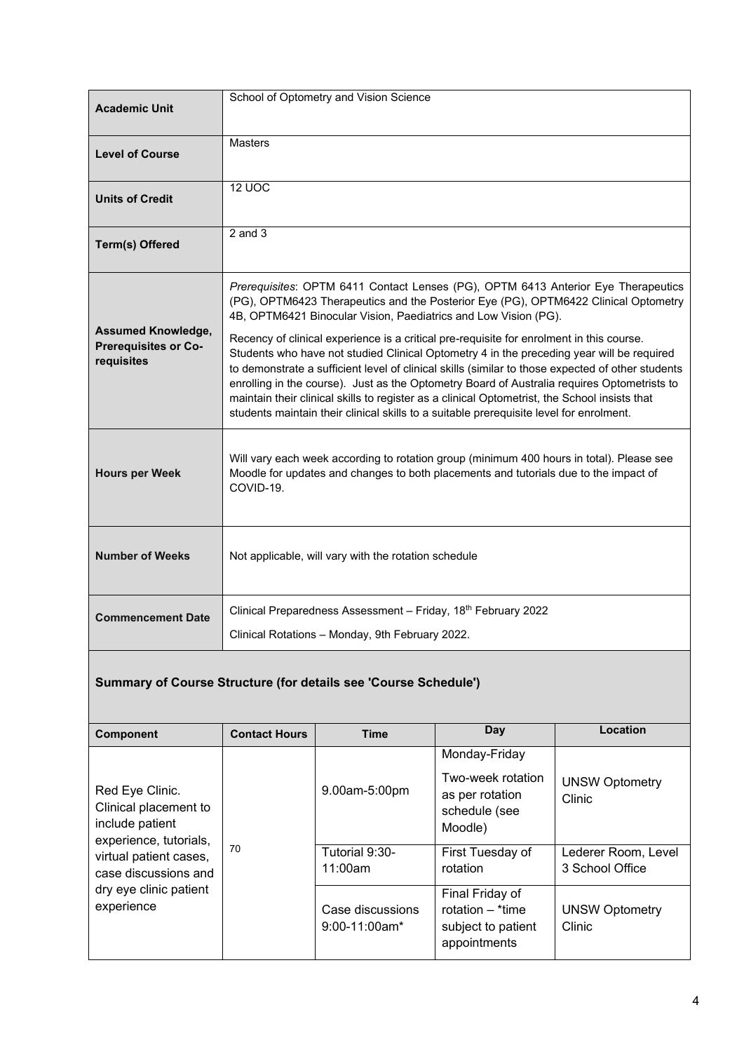| Academic Unit | School of Optometry and Vision Science |
|---|---|
| Level of Course | Masters |
| Units of Credit | 12 UOC |
| Term(s) Offered | 2 and 3 |
| Assumed Knowledge, Prerequisites or Co-requisites | *Prerequisites*: OPTM 6411 Contact Lenses (PG), OPTM 6413 Anterior Eye Therapeutics (PG), OPTM6423 Therapeutics and the Posterior Eye (PG), OPTM6422 Clinical Optometry 4B, OPTM6421 Binocular Vision, Paediatrics and Low Vision (PG).<br><br>Recency of clinical experience is a critical pre-requisite for enrolment in this course. Students who have not studied Clinical Optometry 4 in the preceding year will be required to demonstrate a sufficient level of clinical skills (similar to those expected of other students enrolling in the course). Just as the Optometry Board of Australia requires Optometrists to maintain their clinical skills to register as a clinical Optometrist, the School insists that students maintain their clinical skills to a suitable prerequisite level for enrolment. |
| Hours per Week | Will vary each week according to rotation group (minimum 400 hours in total). Please see Moodle for updates and changes to both placements and tutorials due to the impact of COVID-19. |
| Number of Weeks | Not applicable, will vary with the rotation schedule |
| Commencement Date | Clinical Preparedness Assessment – Friday, 18th February 2022<br><br>Clinical Rotations – Monday, 9th February 2022. |

## Summary of Course Structure (for details see 'Course Schedule')

| Component | Contact Hours | Time | Day | Location |
|---|---|---|---|---|
| Red Eye Clinic. Clinical placement to include patient experience, tutorials, virtual patient cases, case discussions and dry eye clinic patient experience | 70 | 9.00am-5:00pm | Monday-Friday<br><br>Two-week rotation as per rotation schedule (see Moodle) | UNSW Optometry Clinic |
| | | Tutorial 9:30-11:00am | First Tuesday of rotation | Lederer Room, Level 3 School Office |
| | | Case discussions 9:00-11:00am* | Final Friday of rotation – *time subject to patient appointments | UNSW Optometry Clinic |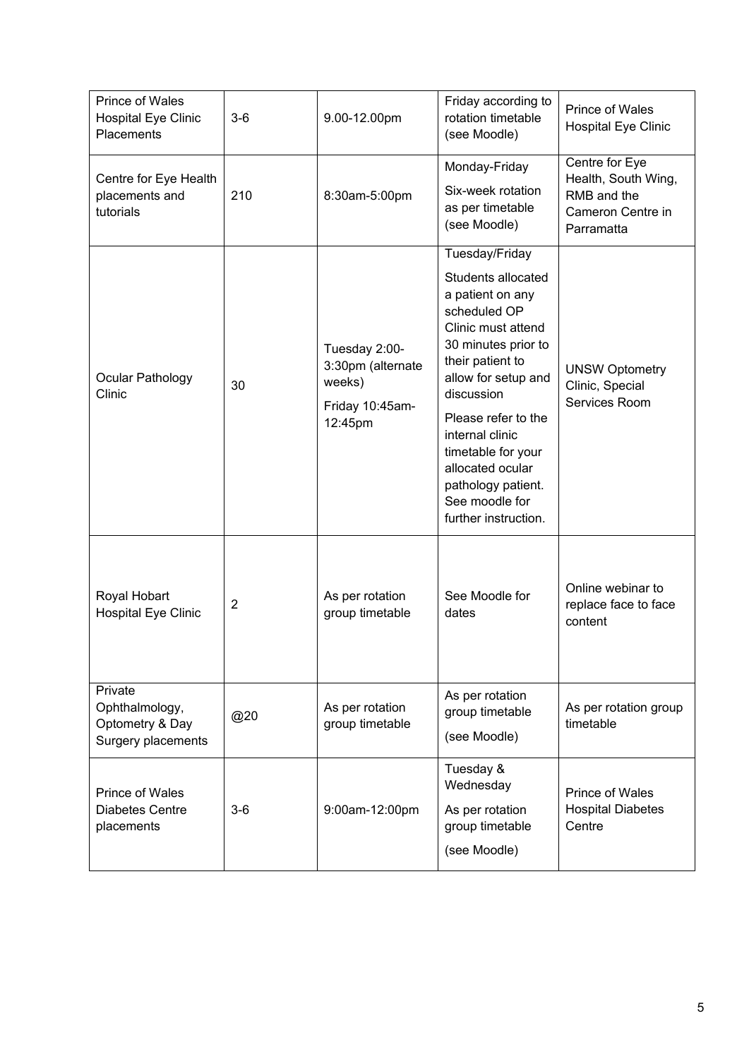| Prince of Wales Hospital Eye Clinic Placements | 3-6 | 9.00-12.00pm | Friday according to rotation timetable (see Moodle) | Prince of Wales Hospital Eye Clinic |
|---|---|---|---|---|
| Centre for Eye Health placements and tutorials | 210 | 8:30am-5:00pm | Monday-Friday<br>Six-week rotation as per timetable (see Moodle) | Centre for Eye Health, South Wing, RMB and the Cameron Centre in Parramatta |
| Ocular Pathology Clinic | 30 | Tuesday 2:00-3:30pm (alternate weeks)<br>Friday 10:45am-12:45pm | Tuesday/Friday<br>Students allocated a patient on any scheduled OP Clinic must attend 30 minutes prior to their patient to allow for setup and discussion<br>Please refer to the internal clinic timetable for your allocated ocular pathology patient. See moodle for further instruction. | UNSW Optometry Clinic, Special Services Room |
| Royal Hobart Hospital Eye Clinic | 2 | As per rotation group timetable | See Moodle for dates | Online webinar to replace face to face content |
| Private Ophthalmology, Optometry & Day Surgery placements | @20 | As per rotation group timetable | As per rotation group timetable<br>(see Moodle) | As per rotation group timetable |
| Prince of Wales Diabetes Centre placements | 3-6 | 9:00am-12:00pm | Tuesday & Wednesday<br>As per rotation group timetable<br>(see Moodle) | Prince of Wales Hospital Diabetes Centre |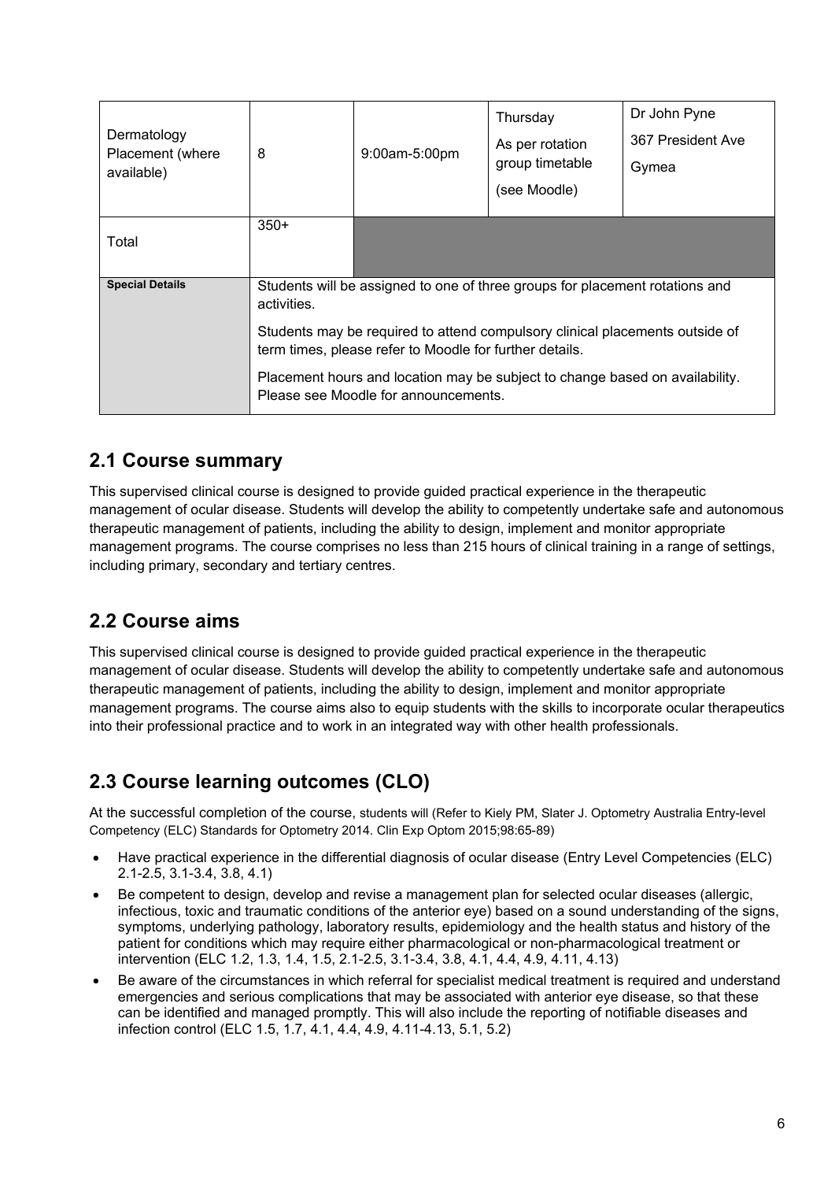| | | | | |
|---|---|---|---|---|
| Dermatology Placement (where available) | 8 | 9:00am-5:00pm | Thursday<br>As per rotation group timetable<br>(see Moodle) | Dr John Pyne<br>367 President Ave<br>Gymea |
| Total | 350+ | | | |
| **Special Details** | Students will be assigned to one of three groups for placement rotations and activities.<br><br>Students may be required to attend compulsory clinical placements outside of term times, please refer to Moodle for further details.<br><br>Placement hours and location may be subject to change based on availability. Please see Moodle for announcements. | | | |

## 2.1 Course summary

This supervised clinical course is designed to provide guided practical experience in the therapeutic management of ocular disease. Students will develop the ability to competently undertake safe and autonomous therapeutic management of patients, including the ability to design, implement and monitor appropriate management programs. The course comprises no less than 215 hours of clinical training in a range of settings, including primary, secondary and tertiary centres.

## 2.2 Course aims

This supervised clinical course is designed to provide guided practical experience in the therapeutic management of ocular disease. Students will develop the ability to competently undertake safe and autonomous therapeutic management of patients, including the ability to design, implement and monitor appropriate management programs. The course aims also to equip students with the skills to incorporate ocular therapeutics into their professional practice and to work in an integrated way with other health professionals.

## 2.3 Course learning outcomes (CLO)

At the successful completion of the course, students will (Refer to Kiely PM, Slater J. Optometry Australia Entry-level Competency (ELC) Standards for Optometry 2014. Clin Exp Optom 2015;98:65-89)

- Have practical experience in the differential diagnosis of ocular disease (Entry Level Competencies (ELC) 2.1-2.5, 3.1-3.4, 3.8, 4.1)
- Be competent to design, develop and revise a management plan for selected ocular diseases (allergic, infectious, toxic and traumatic conditions of the anterior eye) based on a sound understanding of the signs, symptoms, underlying pathology, laboratory results, epidemiology and the health status and history of the patient for conditions which may require either pharmacological or non-pharmacological treatment or intervention (ELC 1.2, 1.3, 1.4, 1.5, 2.1-2.5, 3.1-3.4, 3.8, 4.1, 4.4, 4.9, 4.11, 4.13)
- Be aware of the circumstances in which referral for specialist medical treatment is required and understand emergencies and serious complications that may be associated with anterior eye disease, so that these can be identified and managed promptly. This will also include the reporting of notifiable diseases and infection control (ELC 1.5, 1.7, 4.1, 4.4, 4.9, 4.11-4.13, 5.1, 5.2)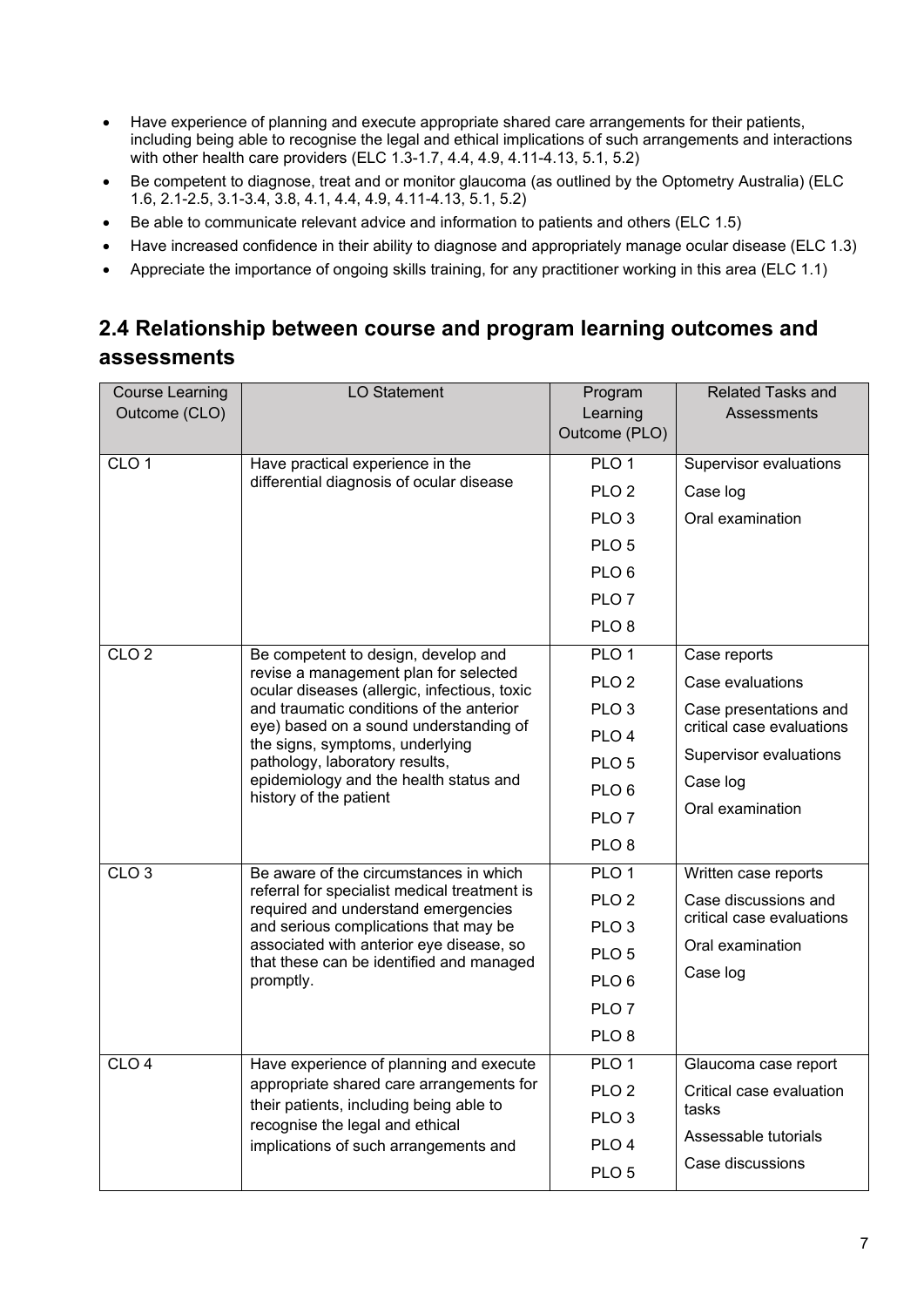- Have experience of planning and execute appropriate shared care arrangements for their patients, including being able to recognise the legal and ethical implications of such arrangements and interactions with other health care providers (ELC 1.3-1.7, 4.4, 4.9, 4.11-4.13, 5.1, 5.2)
- Be competent to diagnose, treat and or monitor glaucoma (as outlined by the Optometry Australia) (ELC 1.6, 2.1-2.5, 3.1-3.4, 3.8, 4.1, 4.4, 4.9, 4.11-4.13, 5.1, 5.2)
- Be able to communicate relevant advice and information to patients and others (ELC 1.5)
- Have increased confidence in their ability to diagnose and appropriately manage ocular disease (ELC 1.3)
- Appreciate the importance of ongoing skills training, for any practitioner working in this area (ELC 1.1)

## 2.4 Relationship between course and program learning outcomes and assessments

| Course Learning Outcome (CLO) | LO Statement | Program Learning Outcome (PLO) | Related Tasks and Assessments |
|---|---|---|---|
| CLO 1 | Have practical experience in the differential diagnosis of ocular disease | PLO 1<br>PLO 2<br>PLO 3<br>PLO 5<br>PLO 6<br>PLO 7<br>PLO 8 | Supervisor evaluations<br>Case log<br>Oral examination |
| CLO 2 | Be competent to design, develop and revise a management plan for selected ocular diseases (allergic, infectious, toxic and traumatic conditions of the anterior eye) based on a sound understanding of the signs, symptoms, underlying pathology, laboratory results, epidemiology and the health status and history of the patient | PLO 1<br>PLO 2<br>PLO 3<br>PLO 4<br>PLO 5<br>PLO 6<br>PLO 7<br>PLO 8 | Case reports<br>Case evaluations<br>Case presentations and critical case evaluations<br>Supervisor evaluations<br>Case log<br>Oral examination |
| CLO 3 | Be aware of the circumstances in which referral for specialist medical treatment is required and understand emergencies and serious complications that may be associated with anterior eye disease, so that these can be identified and managed promptly. | PLO 1<br>PLO 2<br>PLO 3<br>PLO 5<br>PLO 6<br>PLO 7<br>PLO 8 | Written case reports<br>Case discussions and critical case evaluations<br>Oral examination<br>Case log |
| CLO 4 | Have experience of planning and execute appropriate shared care arrangements for their patients, including being able to recognise the legal and ethical implications of such arrangements and | PLO 1<br>PLO 2<br>PLO 3<br>PLO 4<br>PLO 5 | Glaucoma case report<br>Critical case evaluation tasks<br>Assessable tutorials<br>Case discussions |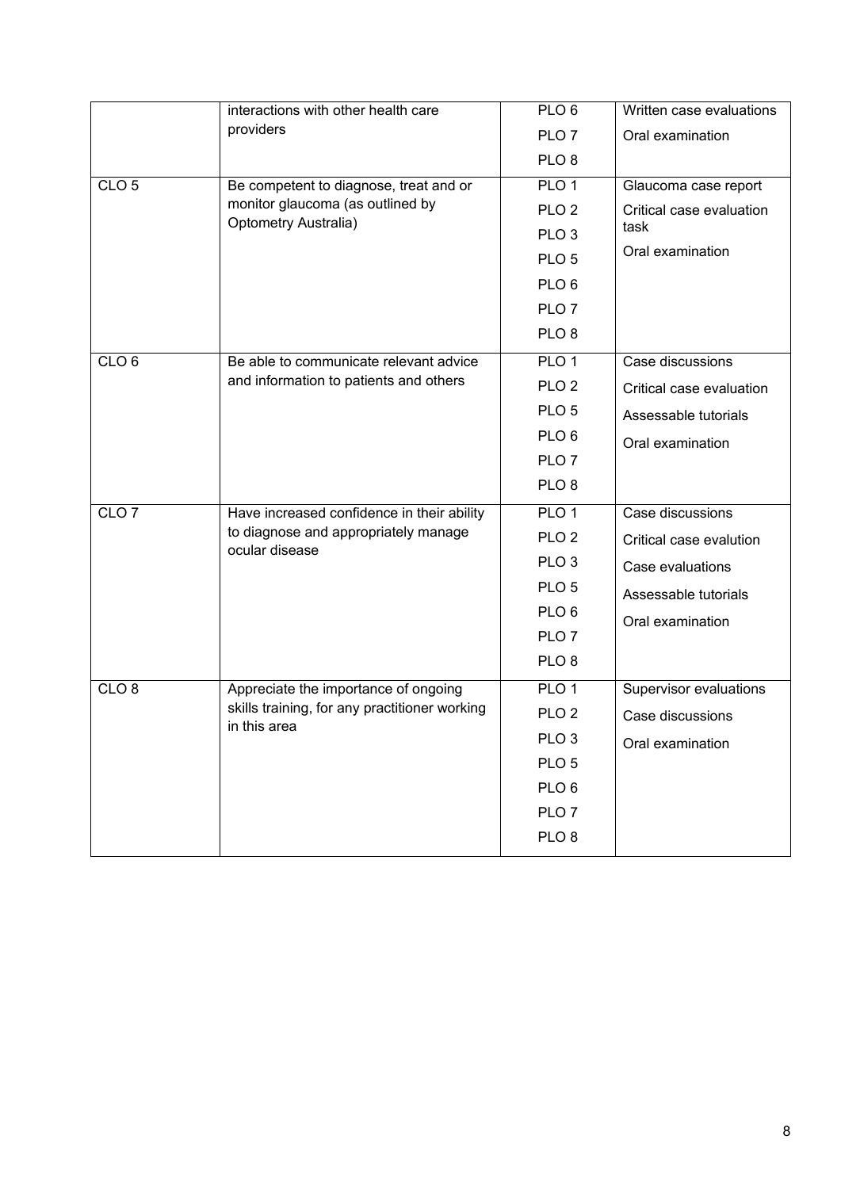| | | | |
|---|---|---|---|
| | interactions with other health care providers | PLO 6<br>PLO 7<br>PLO 8 | Written case evaluations<br>Oral examination |
| CLO 5 | Be competent to diagnose, treat and or monitor glaucoma (as outlined by Optometry Australia) | PLO 1<br>PLO 2<br>PLO 3<br>PLO 5<br>PLO 6<br>PLO 7<br>PLO 8 | Glaucoma case report<br>Critical case evaluation task<br>Oral examination |
| CLO 6 | Be able to communicate relevant advice and information to patients and others | PLO 1<br>PLO 2<br>PLO 5<br>PLO 6<br>PLO 7<br>PLO 8 | Case discussions<br>Critical case evaluation<br>Assessable tutorials<br>Oral examination |
| CLO 7 | Have increased confidence in their ability to diagnose and appropriately manage ocular disease | PLO 1<br>PLO 2<br>PLO 3<br>PLO 5<br>PLO 6<br>PLO 7<br>PLO 8 | Case discussions<br>Critical case evalution<br>Case evaluations<br>Assessable tutorials<br>Oral examination |
| CLO 8 | Appreciate the importance of ongoing skills training, for any practitioner working in this area | PLO 1<br>PLO 2<br>PLO 3<br>PLO 5<br>PLO 6<br>PLO 7<br>PLO 8 | Supervisor evaluations<br>Case discussions<br>Oral examination |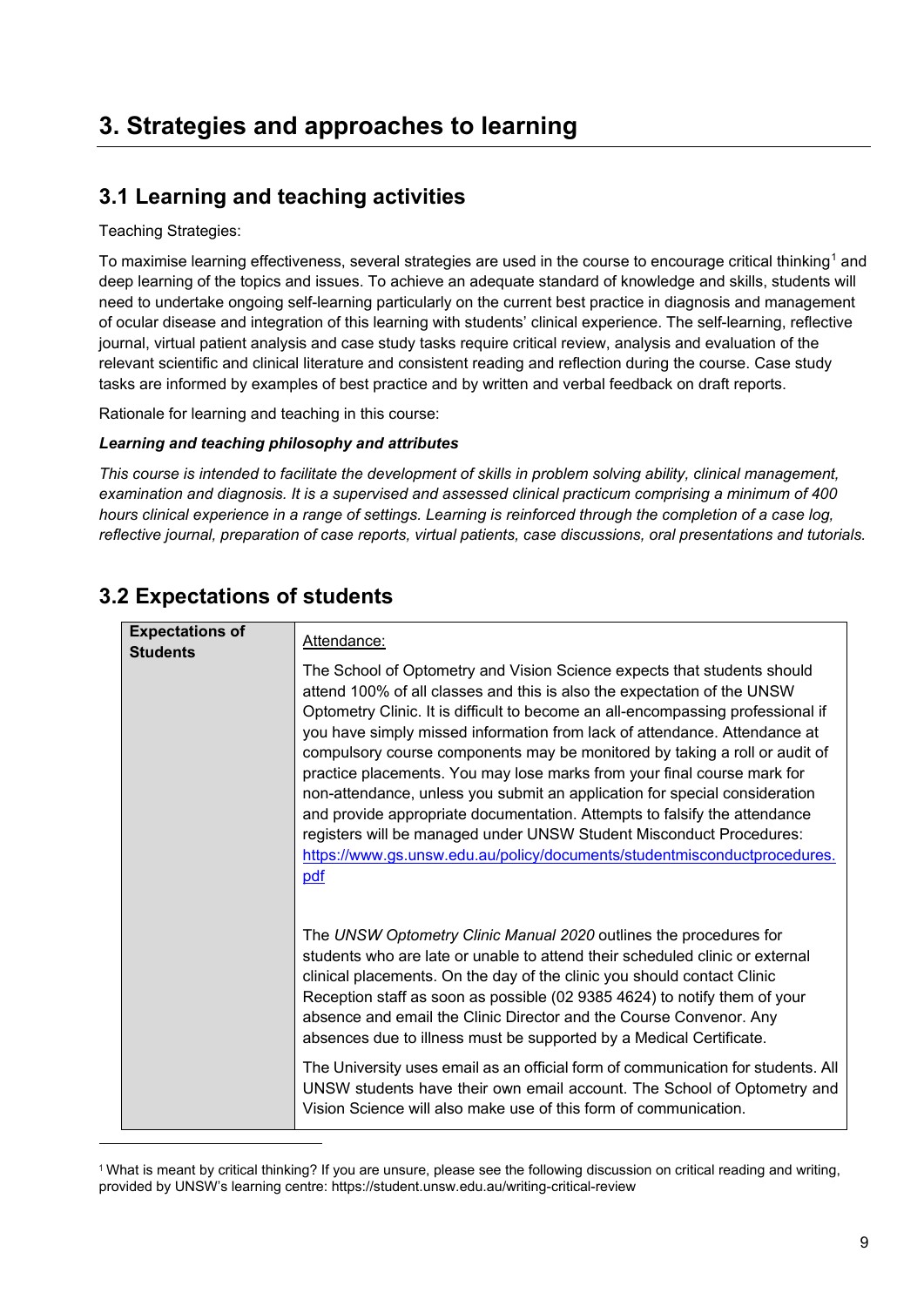# 3. Strategies and approaches to learning

## 3.1 Learning and teaching activities

Teaching Strategies:

To maximise learning effectiveness, several strategies are used in the course to encourage critical thinking[1] and deep learning of the topics and issues. To achieve an adequate standard of knowledge and skills, students will need to undertake ongoing self-learning particularly on the current best practice in diagnosis and management of ocular disease and integration of this learning with students' clinical experience. The self-learning, reflective journal, virtual patient analysis and case study tasks require critical review, analysis and evaluation of the relevant scientific and clinical literature and consistent reading and reflection during the course. Case study tasks are informed by examples of best practice and by written and verbal feedback on draft reports.

Rationale for learning and teaching in this course:

***Learning and teaching philosophy and attributes***

*This course is intended to facilitate the development of skills in problem solving ability, clinical management, examination and diagnosis. It is a supervised and assessed clinical practicum comprising a minimum of 400 hours clinical experience in a range of settings. Learning is reinforced through the completion of a case log, reflective journal, preparation of case reports, virtual patients, case discussions, oral presentations and tutorials.*

## 3.2 Expectations of students

| **Expectations of Students** | Attendance:<br><br>The School of Optometry and Vision Science expects that students should attend 100% of all classes and this is also the expectation of the UNSW Optometry Clinic. It is difficult to become an all-encompassing professional if you have simply missed information from lack of attendance. Attendance at compulsory course components may be monitored by taking a roll or audit of practice placements. You may lose marks from your final course mark for non-attendance, unless you submit an application for special consideration and provide appropriate documentation. Attempts to falsify the attendance registers will be managed under UNSW Student Misconduct Procedures: https://www.gs.unsw.edu.au/policy/documents/studentmisconductprocedures.pdf<br><br>The *UNSW Optometry Clinic Manual 2020* outlines the procedures for students who are late or unable to attend their scheduled clinic or external clinical placements. On the day of the clinic you should contact Clinic Reception staff as soon as possible (02 9385 4624) to notify them of your absence and email the Clinic Director and the Course Convenor. Any absences due to illness must be supported by a Medical Certificate.<br><br>The University uses email as an official form of communication for students. All UNSW students have their own email account. The School of Optometry and Vision Science will also make use of this form of communication. |
|---|---|

[1] What is meant by critical thinking? If you are unsure, please see the following discussion on critical reading and writing, provided by UNSW's learning centre: https://student.unsw.edu.au/writing-critical-review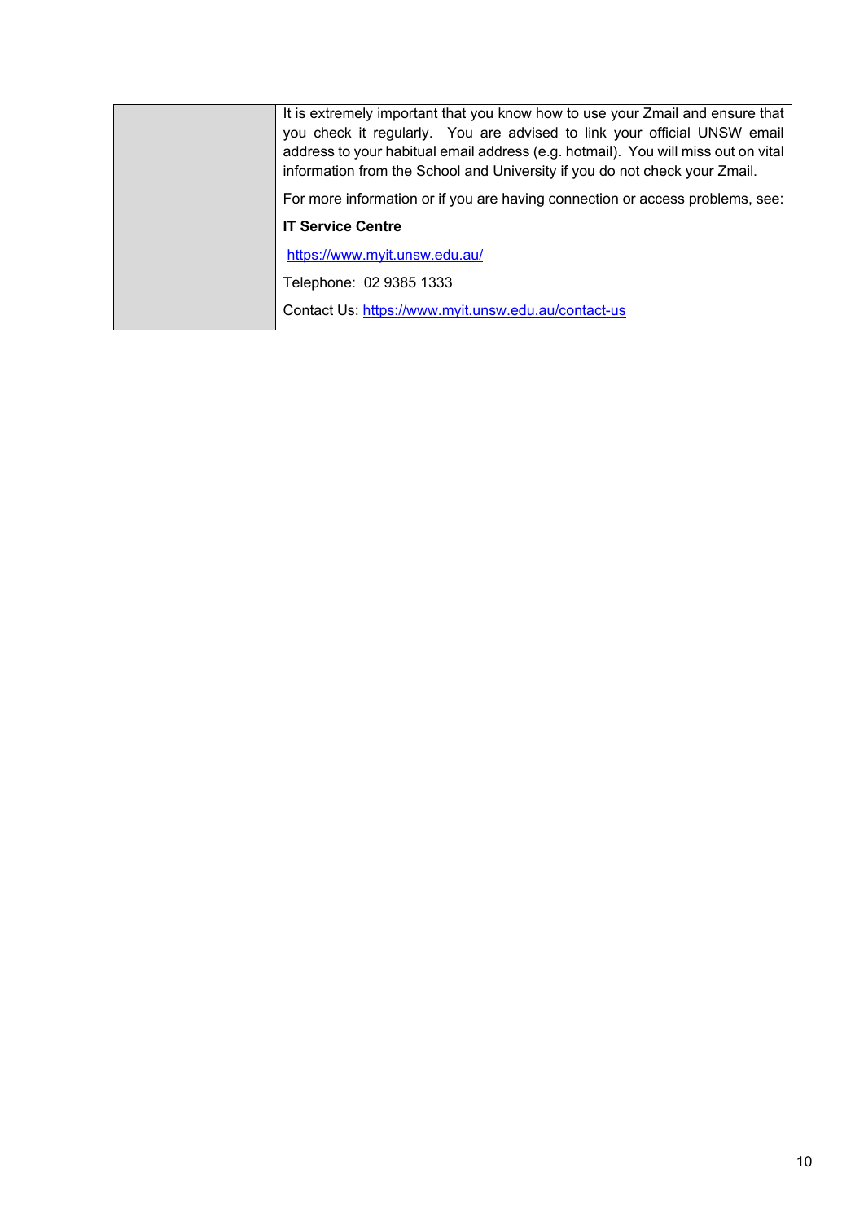| | |
|---|---|
| | It is extremely important that you know how to use your Zmail and ensure that you check it regularly. You are advised to link your official UNSW email address to your habitual email address (e.g. hotmail). You will miss out on vital information from the School and University if you do not check your Zmail.<br><br>For more information or if you are having connection or access problems, see:<br><br>**IT Service Centre**<br><br>https://www.myit.unsw.edu.au/<br><br>Telephone: 02 9385 1333<br><br>Contact Us: https://www.myit.unsw.edu.au/contact-us |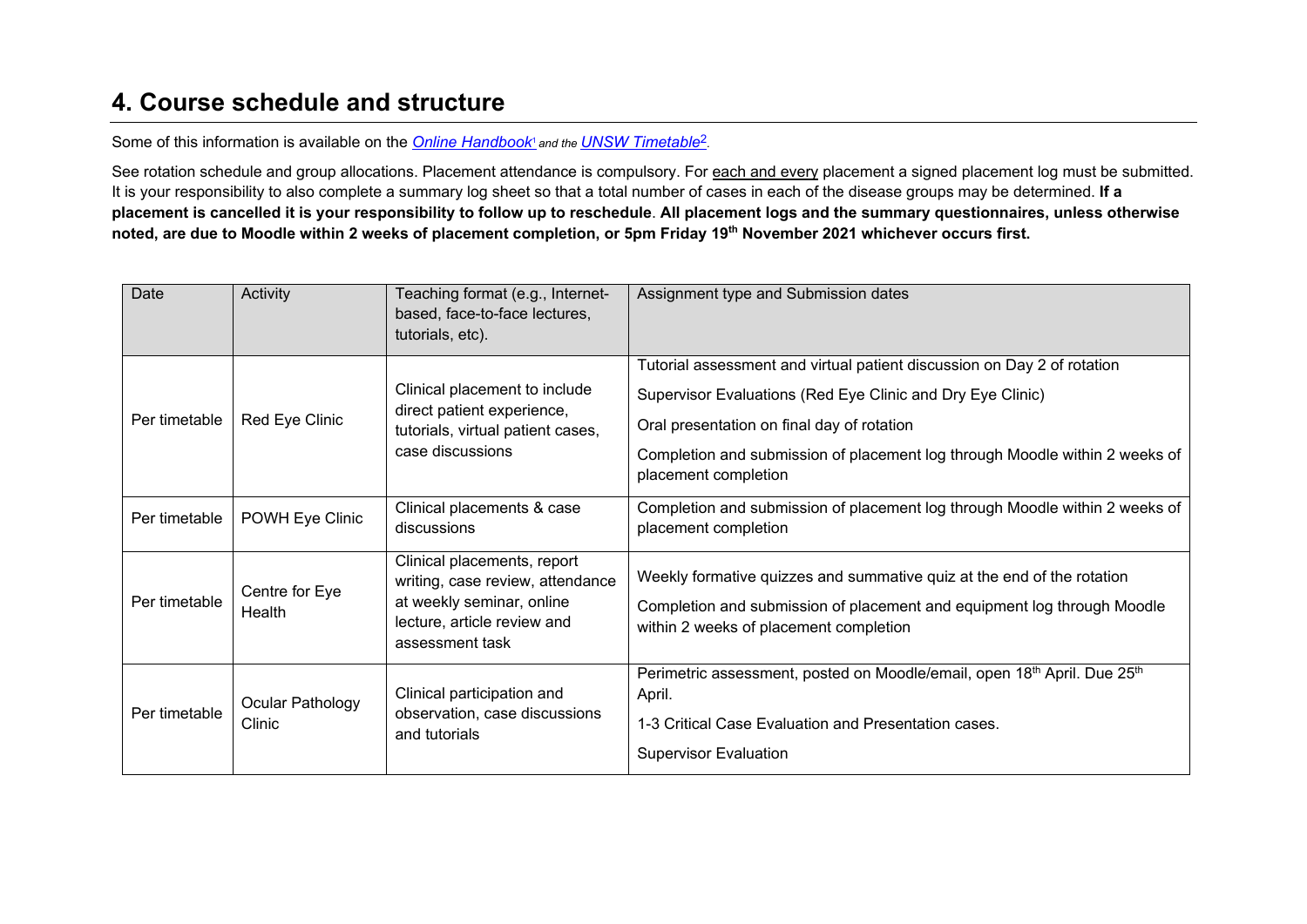## 4. Course schedule and structure

Some of this information is available on the *Online Handbook*[1] *and the* *UNSW Timetable*[2].

See rotation schedule and group allocations. Placement attendance is compulsory. For each and every placement a signed placement log must be submitted. It is your responsibility to also complete a summary log sheet so that a total number of cases in each of the disease groups may be determined. **If a placement is cancelled it is your responsibility to follow up to reschedule**. **All placement logs and the summary questionnaires, unless otherwise noted, are due to Moodle within 2 weeks of placement completion, or 5pm Friday 19th November 2021 whichever occurs first.**

| Date | Activity | Teaching format (e.g., Internet-based, face-to-face lectures, tutorials, etc). | Assignment type and Submission dates |
|---|---|---|---|
| Per timetable | Red Eye Clinic | Clinical placement to include direct patient experience, tutorials, virtual patient cases, case discussions | Tutorial assessment and virtual patient discussion on Day 2 of rotation<br>Supervisor Evaluations (Red Eye Clinic and Dry Eye Clinic)<br>Oral presentation on final day of rotation<br>Completion and submission of placement log through Moodle within 2 weeks of placement completion |
| Per timetable | POWH Eye Clinic | Clinical placements & case discussions | Completion and submission of placement log through Moodle within 2 weeks of placement completion |
| Per timetable | Centre for Eye Health | Clinical placements, report writing, case review, attendance at weekly seminar, online lecture, article review and assessment task | Weekly formative quizzes and summative quiz at the end of the rotation<br>Completion and submission of placement and equipment log through Moodle within 2 weeks of placement completion |
| Per timetable | Ocular Pathology Clinic | Clinical participation and observation, case discussions and tutorials | Perimetric assessment, posted on Moodle/email, open 18th April. Due 25th April.<br>1-3 Critical Case Evaluation and Presentation cases.<br>Supervisor Evaluation |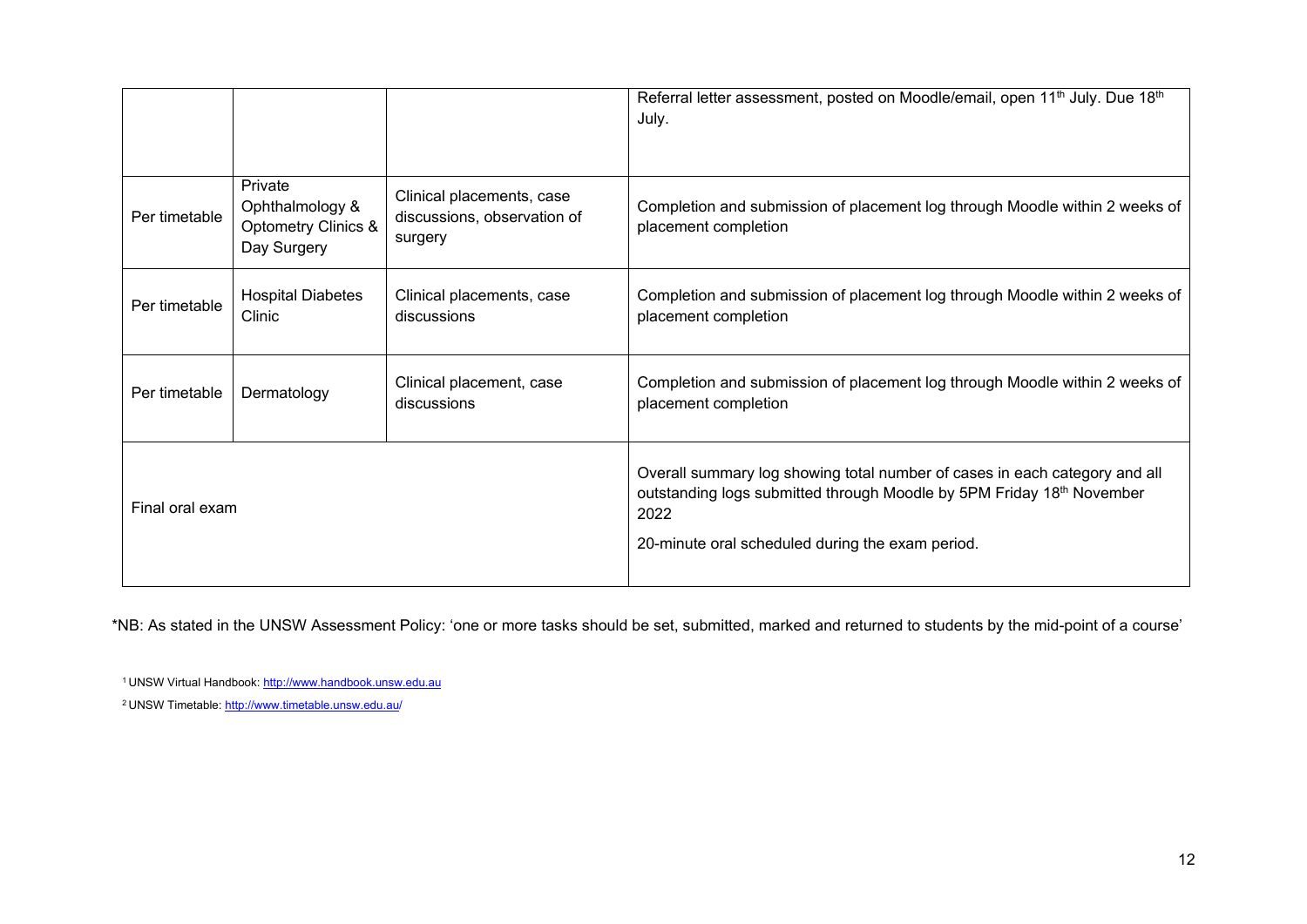| | | | |
|---|---|---|---|
| | | | Referral letter assessment, posted on Moodle/email, open 11th July. Due 18th July. |
| Per timetable | Private Ophthalmology & Optometry Clinics & Day Surgery | Clinical placements, case discussions, observation of surgery | Completion and submission of placement log through Moodle within 2 weeks of placement completion |
| Per timetable | Hospital Diabetes Clinic | Clinical placements, case discussions | Completion and submission of placement log through Moodle within 2 weeks of placement completion |
| Per timetable | Dermatology | Clinical placement, case discussions | Completion and submission of placement log through Moodle within 2 weeks of placement completion |
| Final oral exam | | | Overall summary log showing total number of cases in each category and all outstanding logs submitted through Moodle by 5PM Friday 18th November 2022<br><br>20-minute oral scheduled during the exam period. |

*NB: As stated in the UNSW Assessment Policy: 'one or more tasks should be set, submitted, marked and returned to students by the mid-point of a course'

[1] UNSW Virtual Handbook: http://www.handbook.unsw.edu.au

[2] UNSW Timetable: http://www.timetable.unsw.edu.au/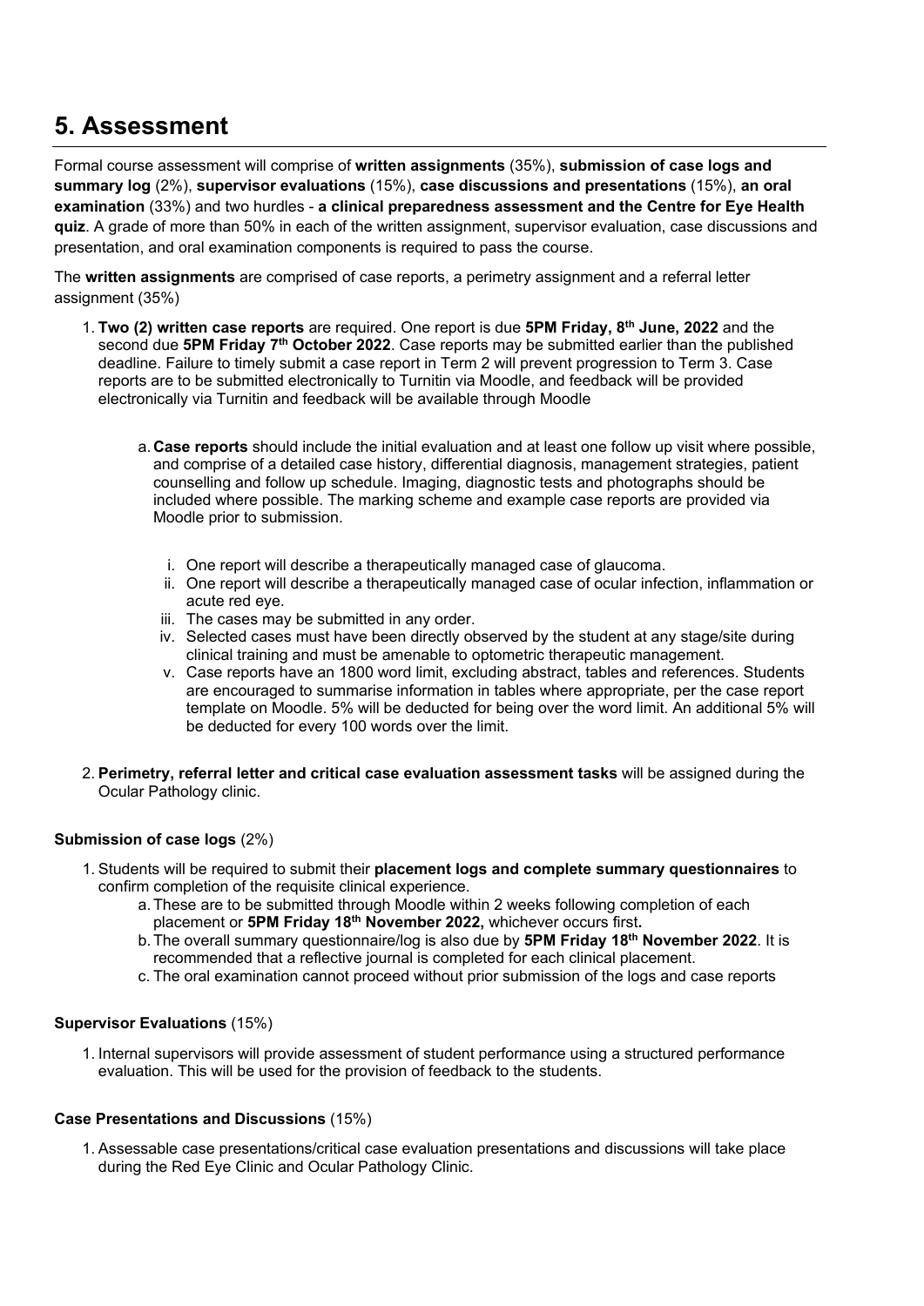# 5. Assessment

Formal course assessment will comprise of **written assignments** (35%), **submission of case logs and summary log** (2%), **supervisor evaluations** (15%), **case discussions and presentations** (15%), **an oral examination** (33%) and two hurdles - **a clinical preparedness assessment and the Centre for Eye Health quiz**. A grade of more than 50% in each of the written assignment, supervisor evaluation, case discussions and presentation, and oral examination components is required to pass the course.

The **written assignments** are comprised of case reports, a perimetry assignment and a referral letter assignment (35%)

1. **Two (2) written case reports** are required. One report is due **5PM Friday, 8th June, 2022** and the second due **5PM Friday 7th October 2022**. Case reports may be submitted earlier than the published deadline. Failure to timely submit a case report in Term 2 will prevent progression to Term 3. Case reports are to be submitted electronically to Turnitin via Moodle, and feedback will be provided electronically via Turnitin and feedback will be available through Moodle

    a. **Case reports** should include the initial evaluation and at least one follow up visit where possible, and comprise of a detailed case history, differential diagnosis, management strategies, patient counselling and follow up schedule. Imaging, diagnostic tests and photographs should be included where possible. The marking scheme and example case reports are provided via Moodle prior to submission.

    i. One report will describe a therapeutically managed case of glaucoma.
    ii. One report will describe a therapeutically managed case of ocular infection, inflammation or acute red eye.
    iii. The cases may be submitted in any order.
    iv. Selected cases must have been directly observed by the student at any stage/site during clinical training and must be amenable to optometric therapeutic management.
    v. Case reports have an 1800 word limit, excluding abstract, tables and references. Students are encouraged to summarise information in tables where appropriate, per the case report template on Moodle. 5% will be deducted for being over the word limit. An additional 5% will be deducted for every 100 words over the limit.

2. **Perimetry, referral letter and critical case evaluation assessment tasks** will be assigned during the Ocular Pathology clinic.

**Submission of case logs** (2%)

1. Students will be required to submit their **placement logs and complete summary questionnaires** to confirm completion of the requisite clinical experience.
    a. These are to be submitted through Moodle within 2 weeks following completion of each placement or **5PM Friday 18th November 2022,** whichever occurs first**.**
    b. The overall summary questionnaire/log is also due by **5PM Friday 18th November 2022**. It is recommended that a reflective journal is completed for each clinical placement.
    c. The oral examination cannot proceed without prior submission of the logs and case reports

**Supervisor Evaluations** (15%)

1. Internal supervisors will provide assessment of student performance using a structured performance evaluation. This will be used for the provision of feedback to the students.

**Case Presentations and Discussions** (15%)

1. Assessable case presentations/critical case evaluation presentations and discussions will take place during the Red Eye Clinic and Ocular Pathology Clinic.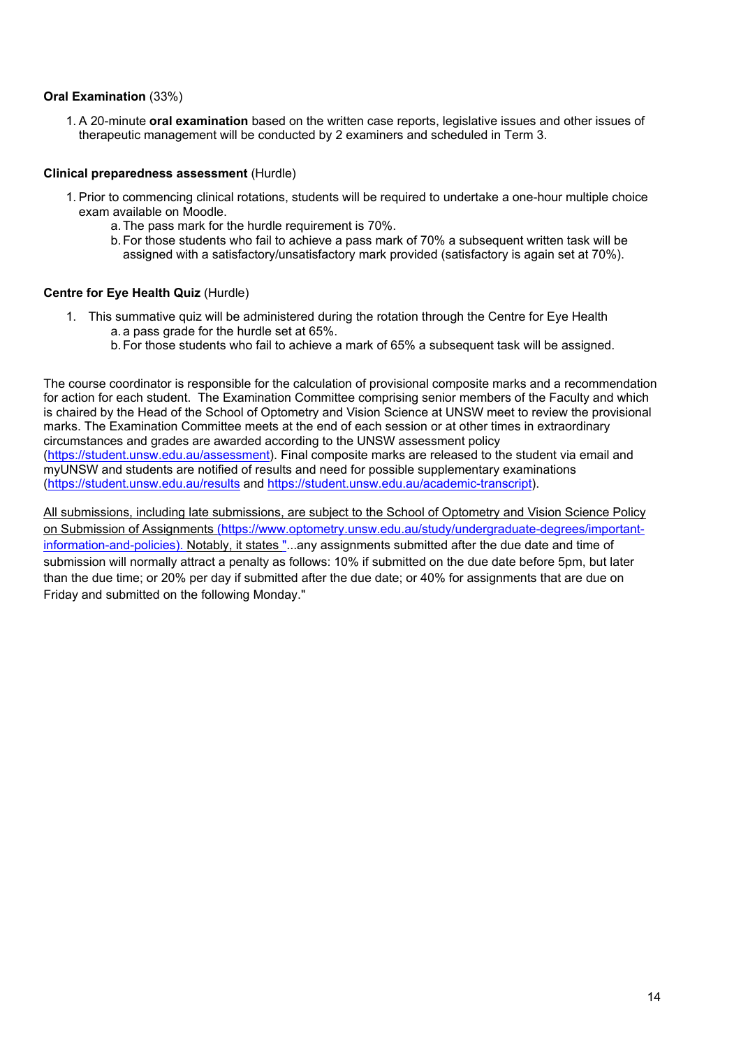**Oral Examination** (33%)

1. A 20-minute **oral examination** based on the written case reports, legislative issues and other issues of therapeutic management will be conducted by 2 examiners and scheduled in Term 3.

**Clinical preparedness assessment** (Hurdle)

1. Prior to commencing clinical rotations, students will be required to undertake a one-hour multiple choice exam available on Moodle.
   a. The pass mark for the hurdle requirement is 70%.
   b. For those students who fail to achieve a pass mark of 70% a subsequent written task will be assigned with a satisfactory/unsatisfactory mark provided (satisfactory is again set at 70%).

**Centre for Eye Health Quiz** (Hurdle)

1. This summative quiz will be administered during the rotation through the Centre for Eye Health
   a. a pass grade for the hurdle set at 65%.
   b. For those students who fail to achieve a mark of 65% a subsequent task will be assigned.

The course coordinator is responsible for the calculation of provisional composite marks and a recommendation for action for each student. The Examination Committee comprising senior members of the Faculty and which is chaired by the Head of the School of Optometry and Vision Science at UNSW meet to review the provisional marks. The Examination Committee meets at the end of each session or at other times in extraordinary circumstances and grades are awarded according to the UNSW assessment policy (https://student.unsw.edu.au/assessment). Final composite marks are released to the student via email and myUNSW and students are notified of results and need for possible supplementary examinations (https://student.unsw.edu.au/results and https://student.unsw.edu.au/academic-transcript).

All submissions, including late submissions, are subject to the School of Optometry and Vision Science Policy on Submission of Assignments (https://www.optometry.unsw.edu.au/study/undergraduate-degrees/important-information-and-policies). Notably, it states "...any assignments submitted after the due date and time of submission will normally attract a penalty as follows: 10% if submitted on the due date before 5pm, but later than the due time; or 20% per day if submitted after the due date; or 40% for assignments that are due on Friday and submitted on the following Monday."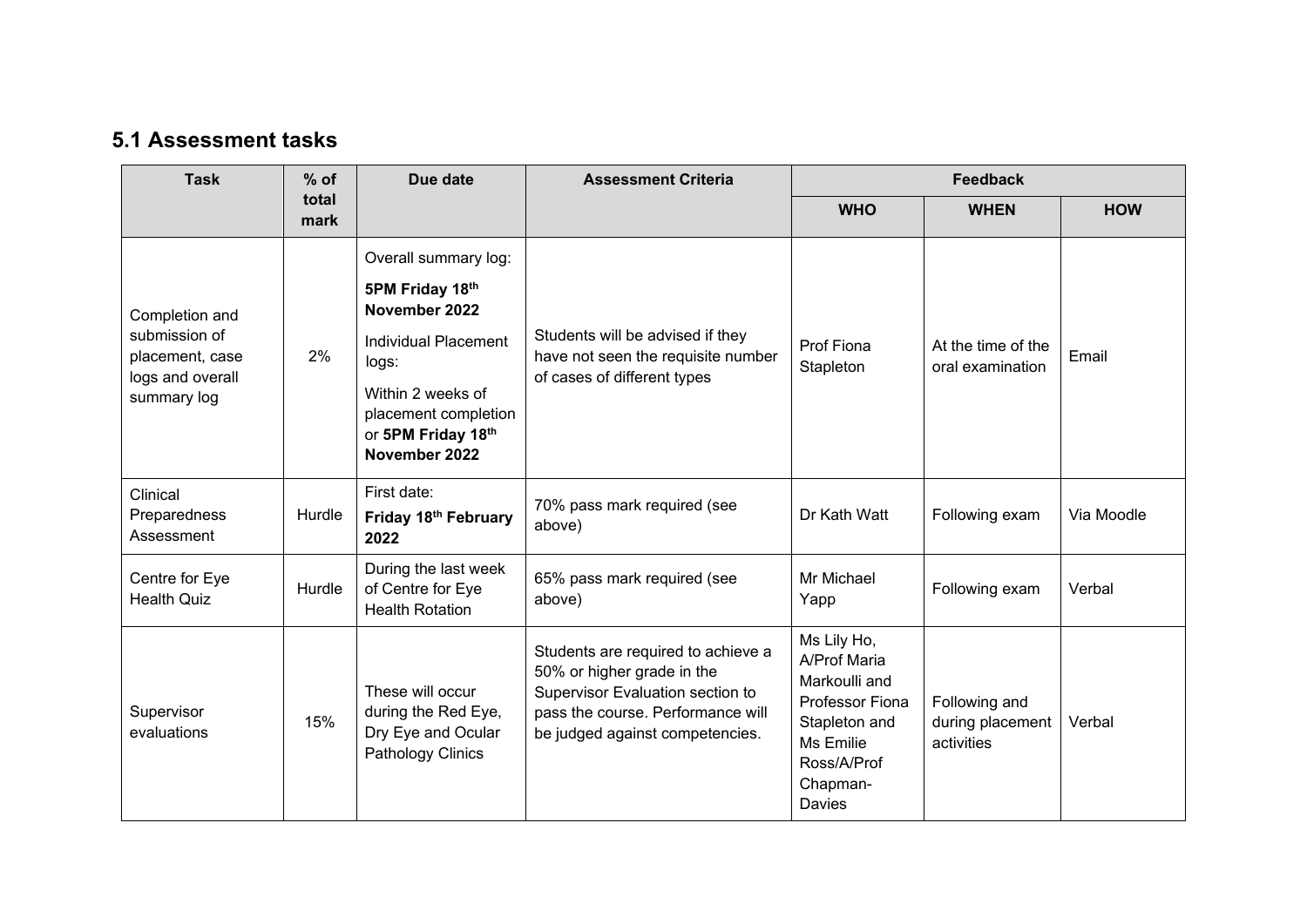## 5.1 Assessment tasks

| Task | % of total mark | Due date | Assessment Criteria | Feedback | | |
|---|---|---|---|---|---|---|
| | | | | WHO | WHEN | HOW |
| Completion and submission of placement, case logs and overall summary log | 2% | Overall summary log: **5PM Friday 18th November 2022** Individual Placement logs: Within 2 weeks of placement completion or **5PM Friday 18th November 2022** | Students will be advised if they have not seen the requisite number of cases of different types | Prof Fiona Stapleton | At the time of the oral examination | Email |
| Clinical Preparedness Assessment | Hurdle | First date: **Friday 18th February 2022** | 70% pass mark required (see above) | Dr Kath Watt | Following exam | Via Moodle |
| Centre for Eye Health Quiz | Hurdle | During the last week of Centre for Eye Health Rotation | 65% pass mark required (see above) | Mr Michael Yapp | Following exam | Verbal |
| Supervisor evaluations | 15% | These will occur during the Red Eye, Dry Eye and Ocular Pathology Clinics | Students are required to achieve a 50% or higher grade in the Supervisor Evaluation section to pass the course. Performance will be judged against competencies. | Ms Lily Ho, A/Prof Maria Markoulli and Professor Fiona Stapleton and Ms Emilie Ross/A/Prof Chapman-Davies | Following and during placement activities | Verbal |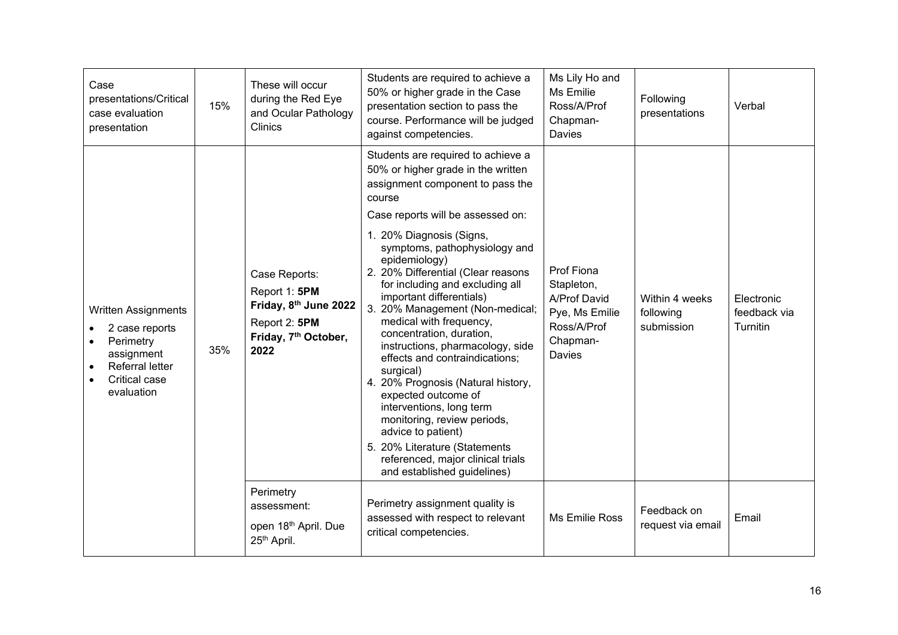| Case presentations/Critical case evaluation presentation | 15% | These will occur during the Red Eye and Ocular Pathology Clinics | Students are required to achieve a 50% or higher grade in the Case presentation section to pass the course. Performance will be judged against competencies. | Ms Lily Ho and Ms Emilie Ross/A/Prof Chapman-Davies | Following presentations | Verbal |
|---|---|---|---|---|---|---|
| Written Assignments<br>• 2 case reports<br>• Perimetry assignment<br>• Referral letter<br>• Critical case evaluation | 35% | Case Reports:<br>Report 1: **5PM Friday, 8th June 2022**<br>Report 2: **5PM Friday, 7th October, 2022** | Students are required to achieve a 50% or higher grade in the written assignment component to pass the course<br>Case reports will be assessed on:<br>1. 20% Diagnosis (Signs, symptoms, pathophysiology and epidemiology)<br>2. 20% Differential (Clear reasons for including and excluding all important differentials)<br>3. 20% Management (Non-medical; medical with frequency, concentration, duration, instructions, pharmacology, side effects and contraindications; surgical)<br>4. 20% Prognosis (Natural history, expected outcome of interventions, long term monitoring, review periods, advice to patient)<br>5. 20% Literature (Statements referenced, major clinical trials and established guidelines) | Prof Fiona Stapleton, A/Prof David Pye, Ms Emilie Ross/A/Prof Chapman-Davies | Within 4 weeks following submission | Electronic feedback via Turnitin |
| | | Perimetry assessment:<br>open 18th April. Due 25th April. | Perimetry assignment quality is assessed with respect to relevant critical competencies. | Ms Emilie Ross | Feedback on request via email | Email |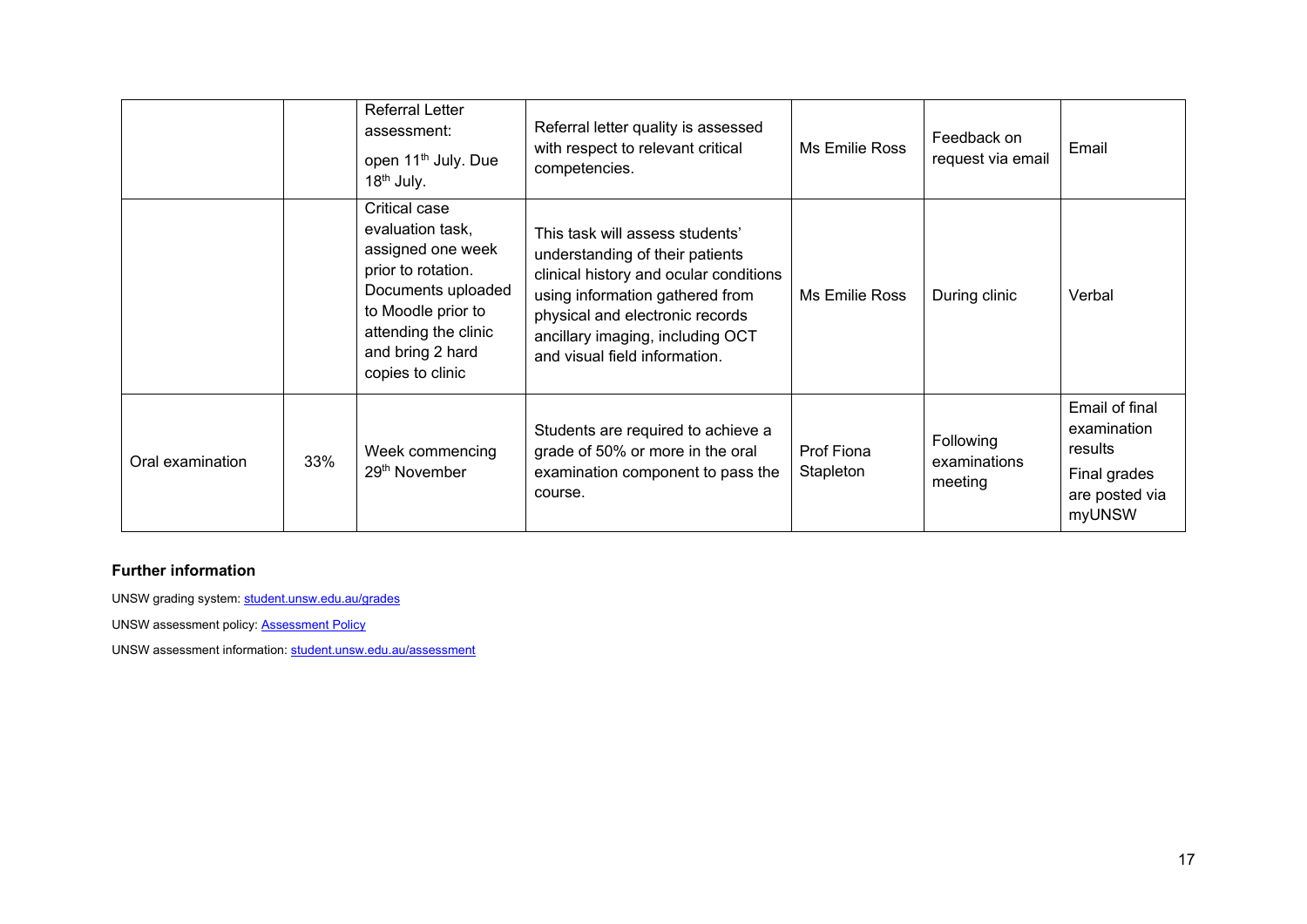| | | | | | | |
|---|---|---|---|---|---|---|
| | | Referral Letter assessment: open 11th July. Due 18th July. | Referral letter quality is assessed with respect to relevant critical competencies. | Ms Emilie Ross | Feedback on request via email | Email |
| | | Critical case evaluation task, assigned one week prior to rotation. Documents uploaded to Moodle prior to attending the clinic and bring 2 hard copies to clinic | This task will assess students' understanding of their patients clinical history and ocular conditions using information gathered from physical and electronic records ancillary imaging, including OCT and visual field information. | Ms Emilie Ross | During clinic | Verbal |
| Oral examination | 33% | Week commencing 29th November | Students are required to achieve a grade of 50% or more in the oral examination component to pass the course. | Prof Fiona Stapleton | Following examinations meeting | Email of final examination results Final grades are posted via myUNSW |

**Further information**

UNSW grading system: [student.unsw.edu.au/grades](student.unsw.edu.au/grades)

UNSW assessment policy: Assessment Policy

UNSW assessment information: [student.unsw.edu.au/assessment](student.unsw.edu.au/assessment)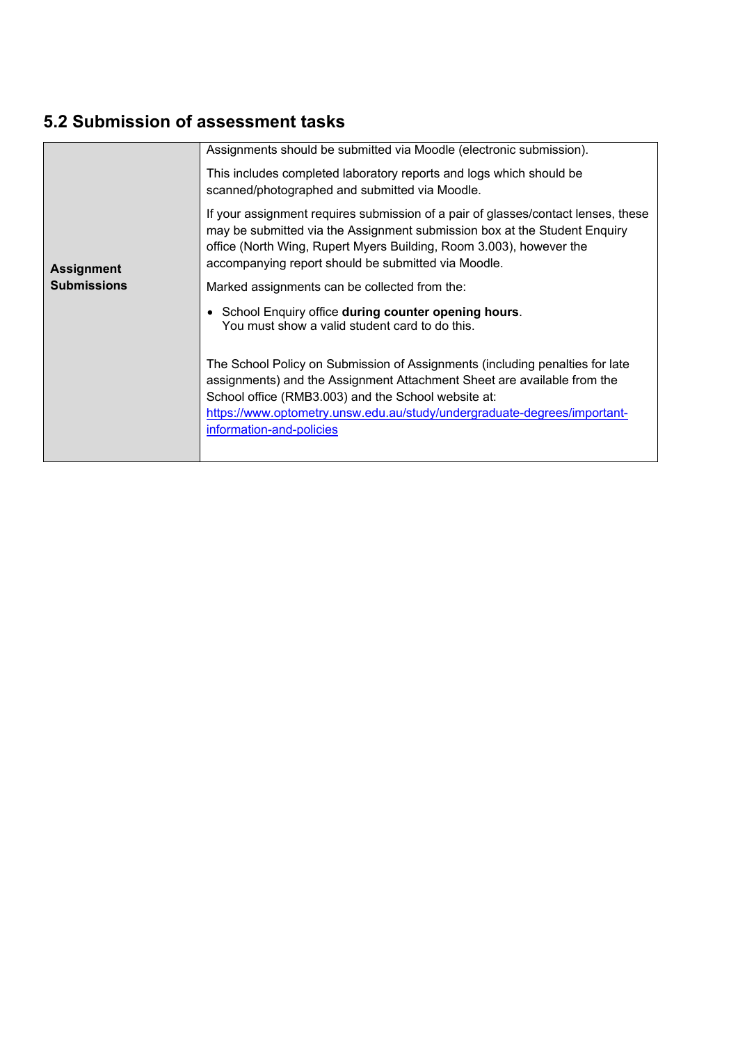## 5.2 Submission of assessment tasks

| | |
|---|---|
| **Assignment Submissions** | Assignments should be submitted via Moodle (electronic submission).<br><br>This includes completed laboratory reports and logs which should be scanned/photographed and submitted via Moodle.<br><br>If your assignment requires submission of a pair of glasses/contact lenses, these may be submitted via the Assignment submission box at the Student Enquiry office (North Wing, Rupert Myers Building, Room 3.003), however the accompanying report should be submitted via Moodle.<br><br>Marked assignments can be collected from the:<br><br>• School Enquiry office **during counter opening hours**. You must show a valid student card to do this.<br><br>The School Policy on Submission of Assignments (including penalties for late assignments) and the Assignment Attachment Sheet are available from the School office (RMB3.003) and the School website at: [https://www.optometry.unsw.edu.au/study/undergraduate-degrees/important-information-and-policies](https://www.optometry.unsw.edu.au/study/undergraduate-degrees/important-information-and-policies) |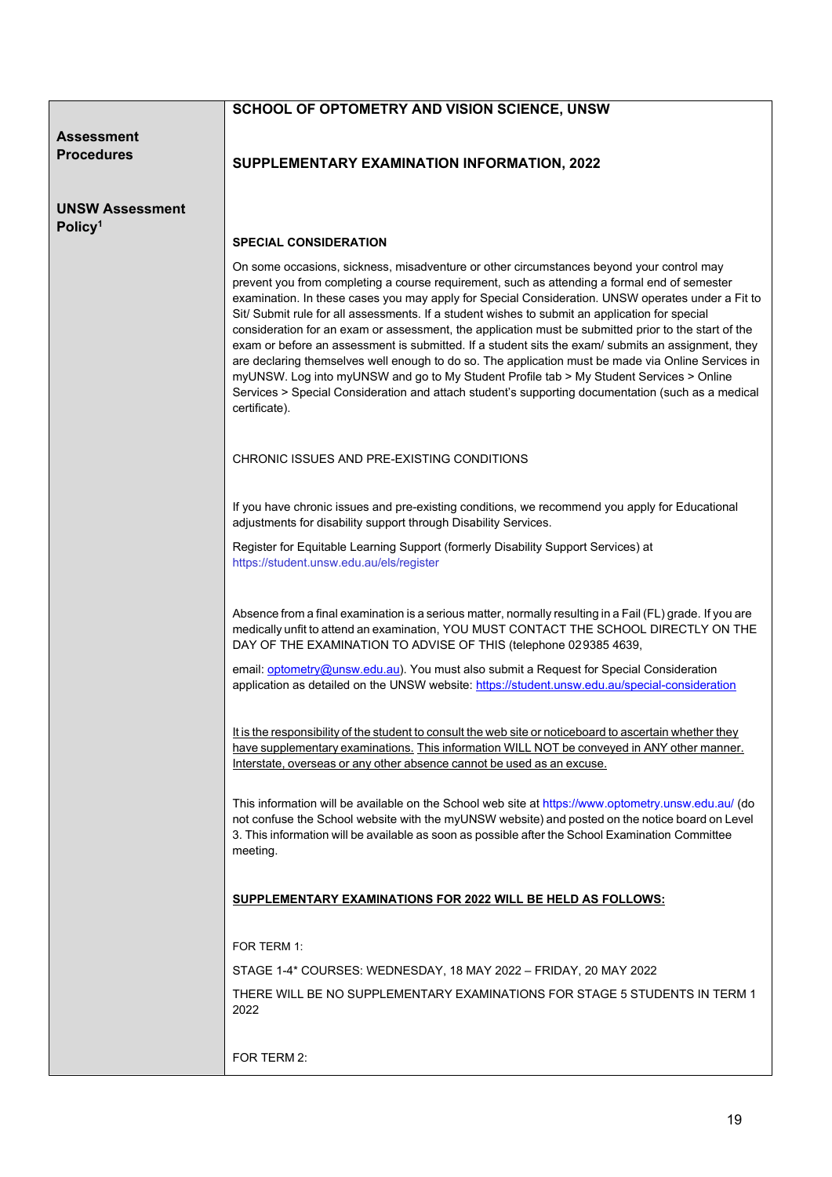| | |
|---|---|
| **Assessment Procedures**<br><br>**UNSW Assessment Policy**[1] | **SCHOOL OF OPTOMETRY AND VISION SCIENCE, UNSW**<br><br>**SUPPLEMENTARY EXAMINATION INFORMATION, 2022**<br><br>**SPECIAL CONSIDERATION**<br><br>On some occasions, sickness, misadventure or other circumstances beyond your control may prevent you from completing a course requirement, such as attending a formal end of semester examination. In these cases you may apply for Special Consideration. UNSW operates under a Fit to Sit/ Submit rule for all assessments. If a student wishes to submit an application for special consideration for an exam or assessment, the application must be submitted prior to the start of the exam or before an assessment is submitted. If a student sits the exam/ submits an assignment, they are declaring themselves well enough to do so. The application must be made via Online Services in myUNSW. Log into myUNSW and go to My Student Profile tab > My Student Services > Online Services > Special Consideration and attach student's supporting documentation (such as a medical certificate).<br><br>CHRONIC ISSUES AND PRE-EXISTING CONDITIONS<br><br>If you have chronic issues and pre-existing conditions, we recommend you apply for Educational adjustments for disability support through Disability Services.<br><br>Register for Equitable Learning Support (formerly Disability Support Services) at https://student.unsw.edu.au/els/register<br><br>Absence from a final examination is a serious matter, normally resulting in a Fail (FL) grade. If you are medically unfit to attend an examination, YOU MUST CONTACT THE SCHOOL DIRECTLY ON THE DAY OF THE EXAMINATION TO ADVISE OF THIS (telephone 029385 4639,<br><br>email: optometry@unsw.edu.au). You must also submit a Request for Special Consideration application as detailed on the UNSW website: https://student.unsw.edu.au/special-consideration<br><br><u>It is the responsibility of the student to consult the web site or noticeboard to ascertain whether they have supplementary examinations.</u> <u>This information WILL NOT be conveyed in ANY other manner. Interstate, overseas or any other absence cannot be used as an excuse.</u><br><br>This information will be available on the School web site at https://www.optometry.unsw.edu.au/ (do not confuse the School website with the myUNSW website) and posted on the notice board on Level 3. This information will be available as soon as possible after the School Examination Committee meeting.<br><br>**<u>SUPPLEMENTARY EXAMINATIONS FOR 2022 WILL BE HELD AS FOLLOWS:</u>**<br><br>FOR TERM 1:<br><br>STAGE 1-4* COURSES: WEDNESDAY, 18 MAY 2022 – FRIDAY, 20 MAY 2022<br><br>THERE WILL BE NO SUPPLEMENTARY EXAMINATIONS FOR STAGE 5 STUDENTS IN TERM 1 2022<br><br>FOR TERM 2: |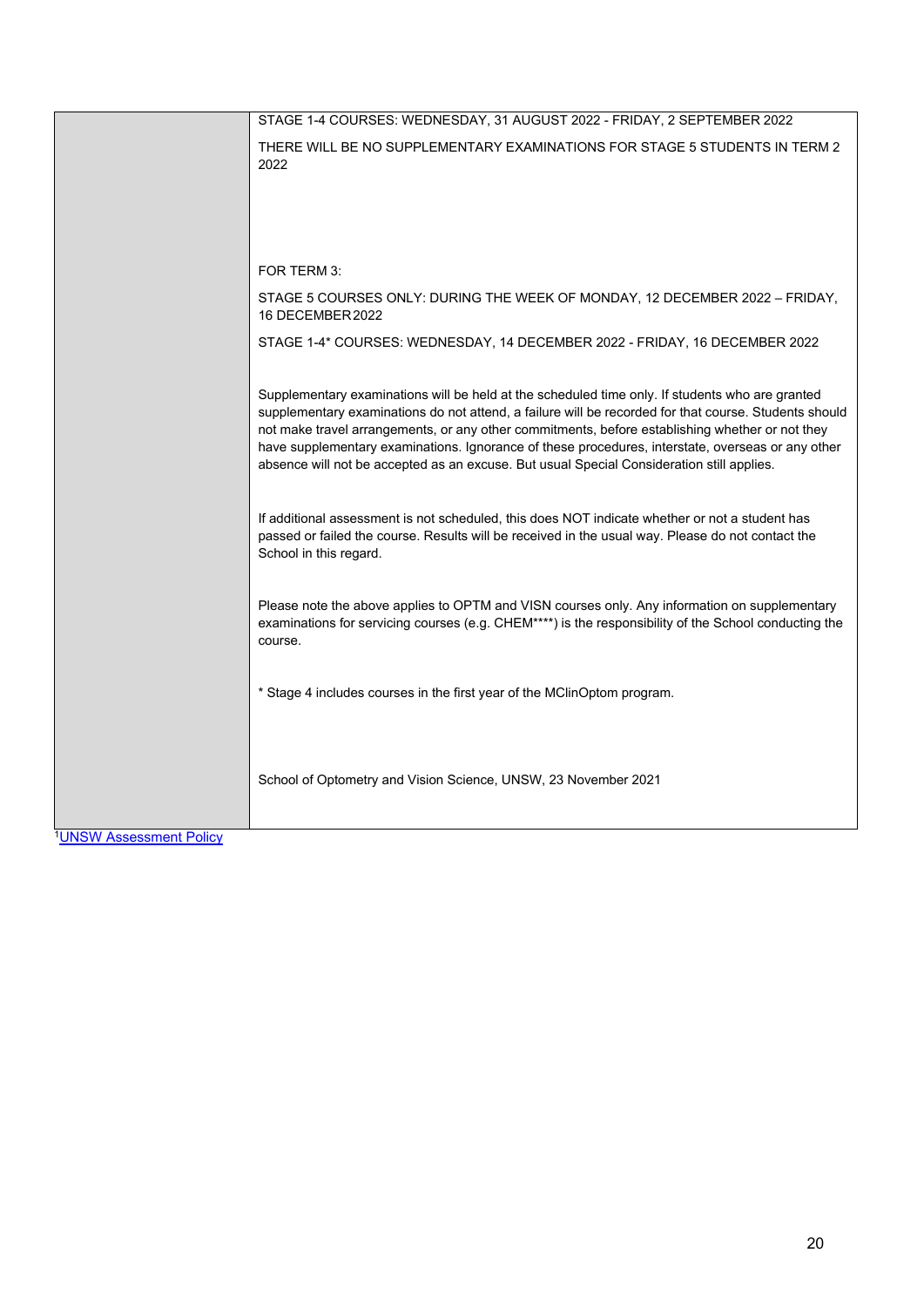| | |
|---|---|
| | STAGE 1-4 COURSES: WEDNESDAY, 31 AUGUST 2022 - FRIDAY, 2 SEPTEMBER 2022<br><br>THERE WILL BE NO SUPPLEMENTARY EXAMINATIONS FOR STAGE 5 STUDENTS IN TERM 2 2022<br><br>FOR TERM 3:<br><br>STAGE 5 COURSES ONLY: DURING THE WEEK OF MONDAY, 12 DECEMBER 2022 – FRIDAY, 16 DECEMBER 2022<br><br>STAGE 1-4* COURSES: WEDNESDAY, 14 DECEMBER 2022 - FRIDAY, 16 DECEMBER 2022<br><br>Supplementary examinations will be held at the scheduled time only. If students who are granted supplementary examinations do not attend, a failure will be recorded for that course. Students should not make travel arrangements, or any other commitments, before establishing whether or not they have supplementary examinations. Ignorance of these procedures, interstate, overseas or any other absence will not be accepted as an excuse. But usual Special Consideration still applies.<br><br>If additional assessment is not scheduled, this does NOT indicate whether or not a student has passed or failed the course. Results will be received in the usual way. Please do not contact the School in this regard.<br><br>Please note the above applies to OPTM and VISN courses only. Any information on supplementary examinations for servicing courses (e.g. CHEM****) is the responsibility of the School conducting the course.<br><br>* Stage 4 includes courses in the first year of the MClinOptom program.<br><br>School of Optometry and Vision Science, UNSW, 23 November 2021 |

[1] UNSW Assessment Policy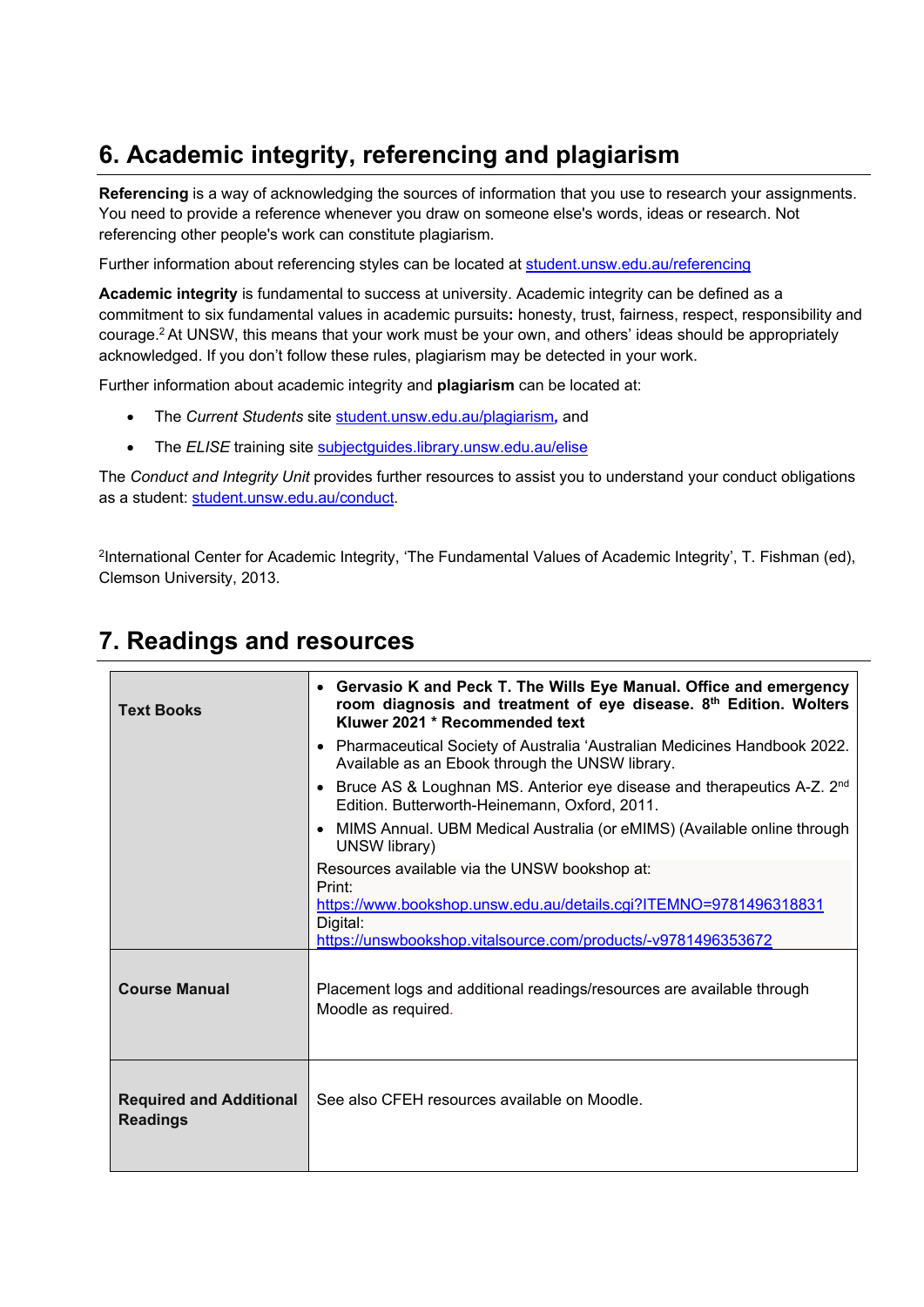## 6. Academic integrity, referencing and plagiarism

**Referencing** is a way of acknowledging the sources of information that you use to research your assignments. You need to provide a reference whenever you draw on someone else's words, ideas or research. Not referencing other people's work can constitute plagiarism.

Further information about referencing styles can be located at [student.unsw.edu.au/referencing](student.unsw.edu.au/referencing)

**Academic integrity** is fundamental to success at university. Academic integrity can be defined as a commitment to six fundamental values in academic pursuits**:** honesty, trust, fairness, respect, responsibility and courage.[2] At UNSW, this means that your work must be your own, and others' ideas should be appropriately acknowledged. If you don't follow these rules, plagiarism may be detected in your work.

Further information about academic integrity and **plagiarism** can be located at:

- The *Current Students* site [student.unsw.edu.au/plagiarism](student.unsw.edu.au/plagiarism)**,** and
- The *ELISE* training site [subjectguides.library.unsw.edu.au/elise](subjectguides.library.unsw.edu.au/elise)

The *Conduct and Integrity Unit* provides further resources to assist you to understand your conduct obligations as a student: [student.unsw.edu.au/conduct](student.unsw.edu.au/conduct).

[2]International Center for Academic Integrity, 'The Fundamental Values of Academic Integrity', T. Fishman (ed), Clemson University, 2013.

## 7. Readings and resources

| | |
|---|---|
| **Text Books** | • **Gervasio K and Peck T. The Wills Eye Manual. Office and emergency room diagnosis and treatment of eye disease. 8th Edition. Wolters Kluwer 2021 * Recommended text**<br>• Pharmaceutical Society of Australia 'Australian Medicines Handbook 2022. Available as an Ebook through the UNSW library.<br>• Bruce AS & Loughnan MS. Anterior eye disease and therapeutics A-Z. 2nd Edition. Butterworth-Heinemann, Oxford, 2011.<br>• MIMS Annual. UBM Medical Australia (or eMIMS) (Available online through UNSW library)<br>Resources available via the UNSW bookshop at:<br>Print:<br>https://www.bookshop.unsw.edu.au/details.cgi?ITEMNO=9781496318831<br>Digital:<br>https://unswbookshop.vitalsource.com/products/-v9781496353672 |
| **Course Manual** | Placement logs and additional readings/resources are available through Moodle as required. |
| **Required and Additional Readings** | See also CFEH resources available on Moodle. |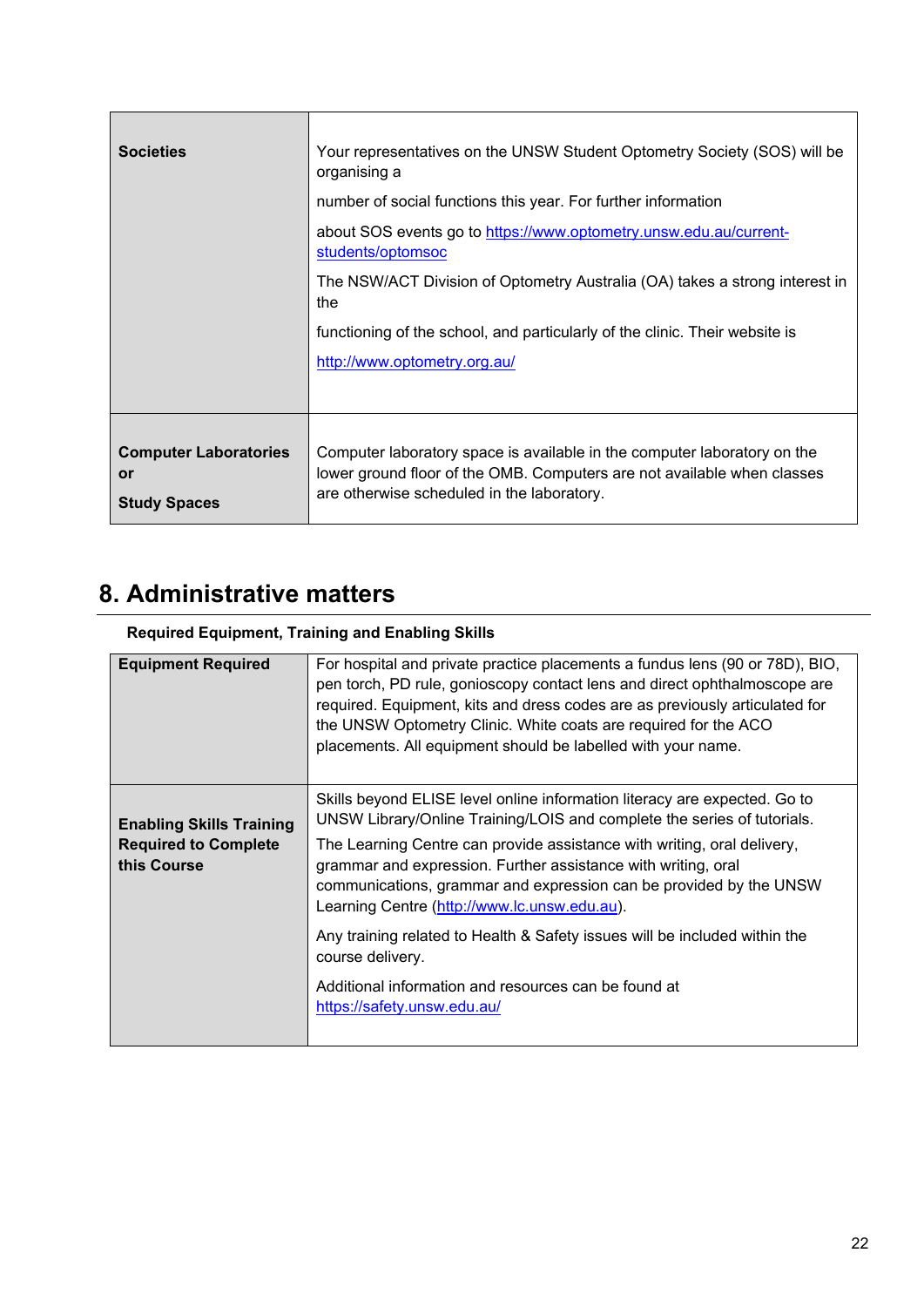| Societies | Your representatives on the UNSW Student Optometry Society (SOS) will be organising a<br><br>number of social functions this year. For further information<br><br>about SOS events go to https://www.optometry.unsw.edu.au/current-students/optomsoc<br><br>The NSW/ACT Division of Optometry Australia (OA) takes a strong interest in the<br><br>functioning of the school, and particularly of the clinic. Their website is<br><br>http://www.optometry.org.au/ |
|---|---|
| **Computer Laboratories or**<br><br>**Study Spaces** | Computer laboratory space is available in the computer laboratory on the lower ground floor of the OMB. Computers are not available when classes are otherwise scheduled in the laboratory. |

# 8. Administrative matters

**Required Equipment, Training and Enabling Skills**

| Equipment Required | For hospital and private practice placements a fundus lens (90 or 78D), BIO, pen torch, PD rule, gonioscopy contact lens and direct ophthalmoscope are required. Equipment, kits and dress codes are as previously articulated for the UNSW Optometry Clinic. White coats are required for the ACO placements. All equipment should be labelled with your name. |
|---|---|
| **Enabling Skills Training Required to Complete this Course** | Skills beyond ELISE level online information literacy are expected. Go to UNSW Library/Online Training/LOIS and complete the series of tutorials.<br><br>The Learning Centre can provide assistance with writing, oral delivery, grammar and expression. Further assistance with writing, oral communications, grammar and expression can be provided by the UNSW Learning Centre (http://www.lc.unsw.edu.au).<br><br>Any training related to Health & Safety issues will be included within the course delivery.<br><br>Additional information and resources can be found at https://safety.unsw.edu.au/ |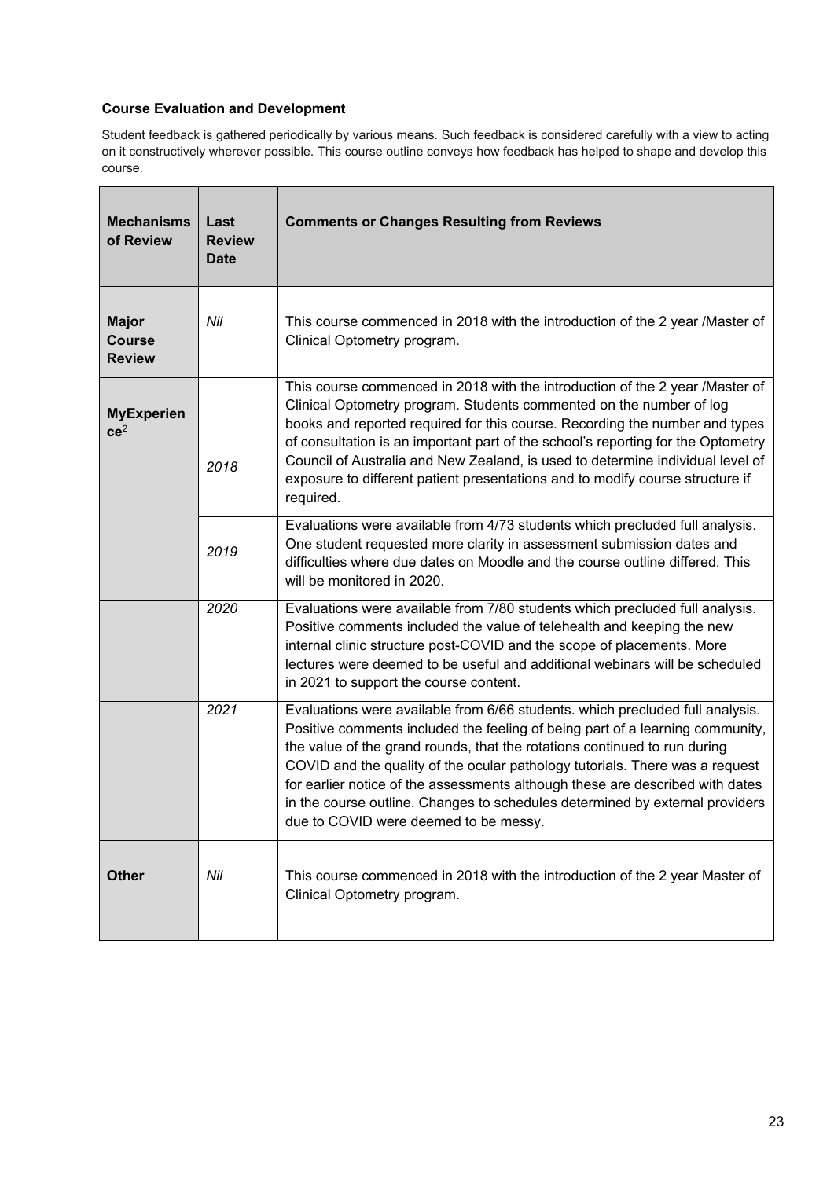**Course Evaluation and Development**

Student feedback is gathered periodically by various means. Such feedback is considered carefully with a view to acting on it constructively wherever possible. This course outline conveys how feedback has helped to shape and develop this course.

| Mechanisms of Review | Last Review Date | Comments or Changes Resulting from Reviews |
| --- | --- | --- |
| **Major Course Review** | *Nil* | This course commenced in 2018 with the introduction of the 2 year /Master of Clinical Optometry program. |
| **MyExperience**[2] | *2018* | This course commenced in 2018 with the introduction of the 2 year /Master of Clinical Optometry program. Students commented on the number of log books and reported required for this course. Recording the number and types of consultation is an important part of the school's reporting for the Optometry Council of Australia and New Zealand, is used to determine individual level of exposure to different patient presentations and to modify course structure if required. |
| | *2019* | Evaluations were available from 4/73 students which precluded full analysis. One student requested more clarity in assessment submission dates and difficulties where due dates on Moodle and the course outline differed. This will be monitored in 2020. |
| | *2020* | Evaluations were available from 7/80 students which precluded full analysis. Positive comments included the value of telehealth and keeping the new internal clinic structure post-COVID and the scope of placements. More lectures were deemed to be useful and additional webinars will be scheduled in 2021 to support the course content. |
| | *2021* | Evaluations were available from 6/66 students. which precluded full analysis. Positive comments included the feeling of being part of a learning community, the value of the grand rounds, that the rotations continued to run during COVID and the quality of the ocular pathology tutorials. There was a request for earlier notice of the assessments although these are described with dates in the course outline. Changes to schedules determined by external providers due to COVID were deemed to be messy. |
| **Other** | *Nil* | This course commenced in 2018 with the introduction of the 2 year Master of Clinical Optometry program. |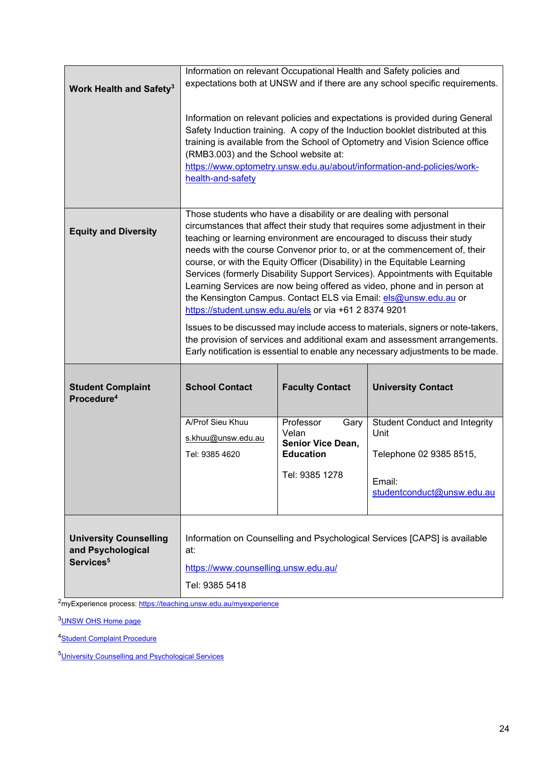| | | | |
|---|---|---|---|
| **Work Health and Safety**[3] | Information on relevant Occupational Health and Safety policies and expectations both at UNSW and if there are any school specific requirements.<br><br>Information on relevant policies and expectations is provided during General Safety Induction training. A copy of the Induction booklet distributed at this training is available from the School of Optometry and Vision Science office (RMB3.003) and the School website at: https://www.optometry.unsw.edu.au/about/information-and-policies/work-health-and-safety | | |
| **Equity and Diversity** | Those students who have a disability or are dealing with personal circumstances that affect their study that requires some adjustment in their teaching or learning environment are encouraged to discuss their study needs with the course Convenor prior to, or at the commencement of, their course, or with the Equity Officer (Disability) in the Equitable Learning Services (formerly Disability Support Services). Appointments with Equitable Learning Services are now being offered as video, phone and in person at the Kensington Campus. Contact ELS via Email: els@unsw.edu.au or https://student.unsw.edu.au/els or via +61 2 8374 9201<br><br>Issues to be discussed may include access to materials, signers or note-takers, the provision of services and additional exam and assessment arrangements. Early notification is essential to enable any necessary adjustments to be made. | | |
| **Student Complaint Procedure**[4] | **School Contact** | **Faculty Contact** | **University Contact** |
| | A/Prof Sieu Khuu<br>s.khuu@unsw.edu.au<br>Tel: 9385 4620 | Professor Gary Velan<br>**Senior Vice Dean, Education**<br>Tel: 9385 1278 | Student Conduct and Integrity Unit<br>Telephone 02 9385 8515,<br>Email: studentconduct@unsw.edu.au |
| **University Counselling and Psychological Services**[5] | Information on Counselling and Psychological Services [CAPS] is available at:<br>https://www.counselling.unsw.edu.au/<br>Tel: 9385 5418 | | |

[2]myExperience process: https://teaching.unsw.edu.au/myexperience

[3]UNSW OHS Home page

[4]Student Complaint Procedure

[5]University Counselling and Psychological Services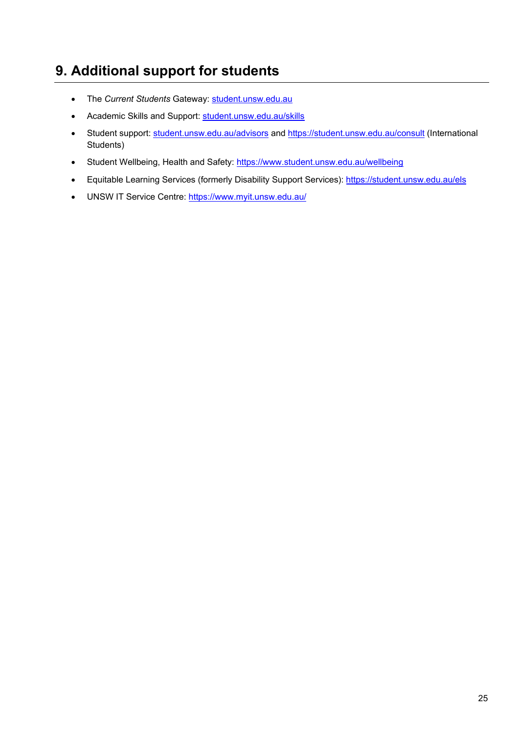## 9. Additional support for students

- The *Current Students* Gateway: student.unsw.edu.au
- Academic Skills and Support: student.unsw.edu.au/skills
- Student support: student.unsw.edu.au/advisors and https://student.unsw.edu.au/consult (International Students)
- Student Wellbeing, Health and Safety: https://www.student.unsw.edu.au/wellbeing
- Equitable Learning Services (formerly Disability Support Services): https://student.unsw.edu.au/els
- UNSW IT Service Centre: https://www.myit.unsw.edu.au/